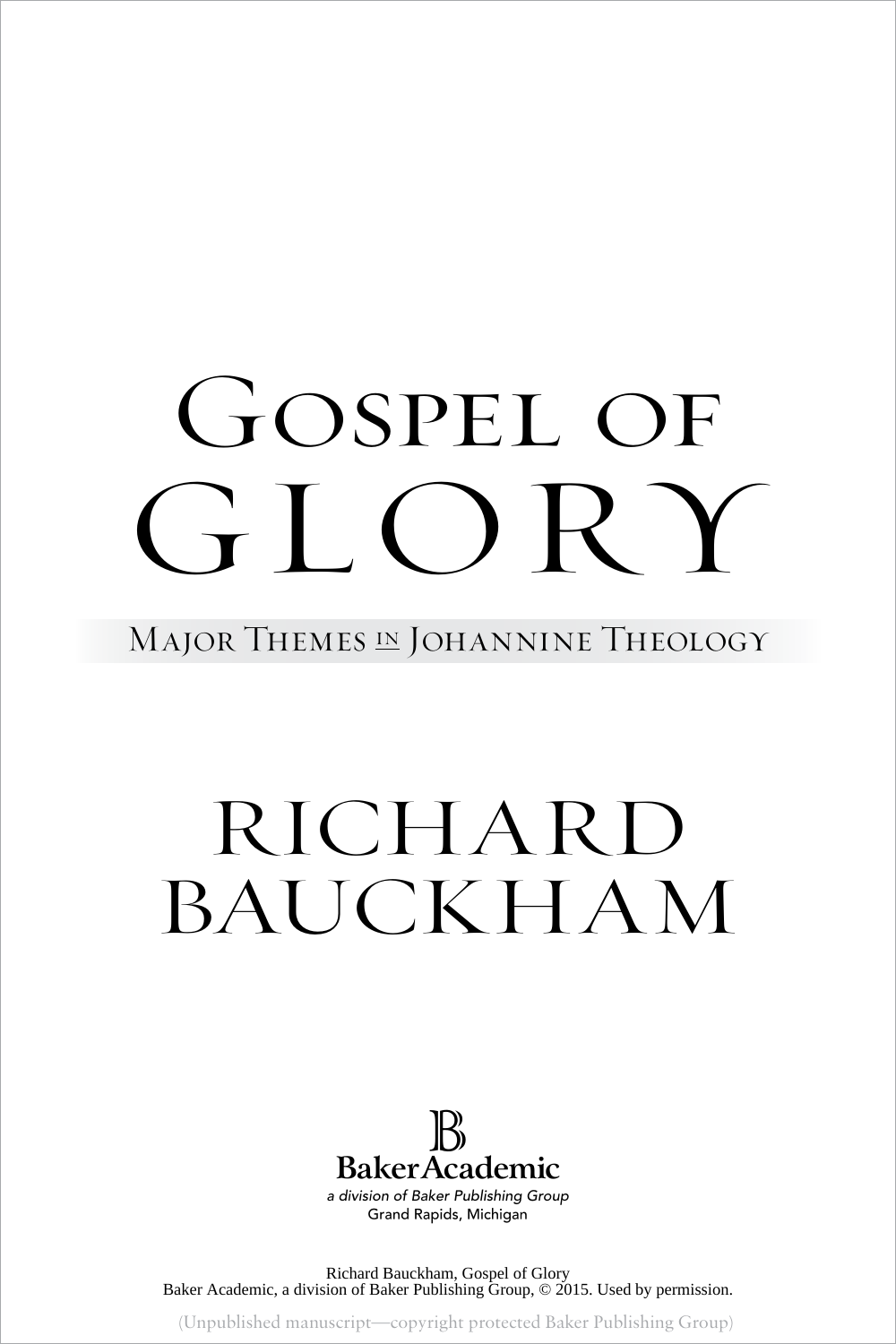# Gospel of Glory

## Major Themes in Johannine Theology

Richard Bauckham

Baker Academic
*a division of Baker Publishing Group*
Grand Rapids, Michigan

Richard Bauckham, Gospel of Glory
Baker Academic, a division of Baker Publishing Group, © 2015. Used by permission.

(Unpublished manuscript—copyright protected Baker Publishing Group)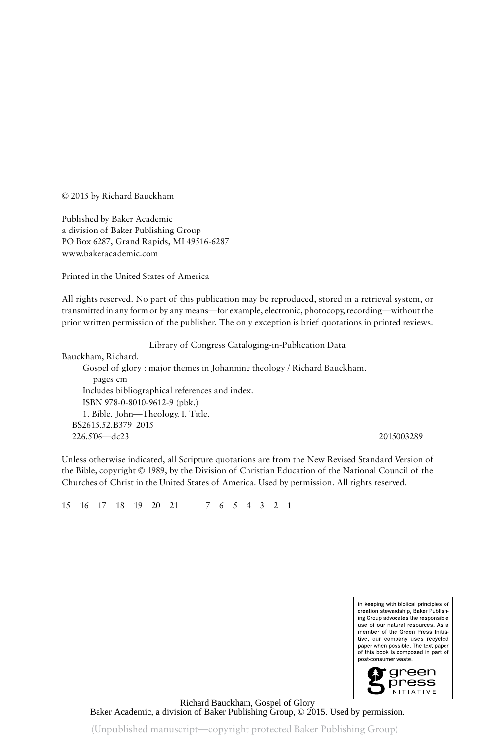© 2015 by Richard Bauckham

Published by Baker Academic
a division of Baker Publishing Group
PO Box 6287, Grand Rapids, MI 49516-6287
www.bakeracademic.com

Printed in the United States of America

All rights reserved. No part of this publication may be reproduced, stored in a retrieval system, or transmitted in any form or by any means—for example, electronic, photocopy, recording—without the prior written permission of the publisher. The only exception is brief quotations in printed reviews.

Library of Congress Cataloging-in-Publication Data

Bauckham, Richard.
Gospel of glory : major themes in Johannine theology / Richard Bauckham.
pages cm
Includes bibliographical references and index.
ISBN 978-0-8010-9612-9 (pbk.)
1. Bible. John—Theology. I. Title.
BS2615.52.B379 2015
226.5′06—dc23 2015003289

Unless otherwise indicated, all Scripture quotations are from the New Revised Standard Version of the Bible, copyright © 1989, by the Division of Christian Education of the National Council of the Churches of Christ in the United States of America. Used by permission. All rights reserved.

15 16 17 18 19 20 21 7 6 5 4 3 2 1

In keeping with biblical principles of creation stewardship, Baker Publishing Group advocates the responsible use of our natural resources. As a member of the Green Press Initiative, our company uses recycled paper when possible. The text paper of this book is composed in part of post-consumer waste.

green press INITIATIVE

Richard Bauckham, Gospel of Glory
Baker Academic, a division of Baker Publishing Group, © 2015. Used by permission.

(Unpublished manuscript—copyright protected Baker Publishing Group)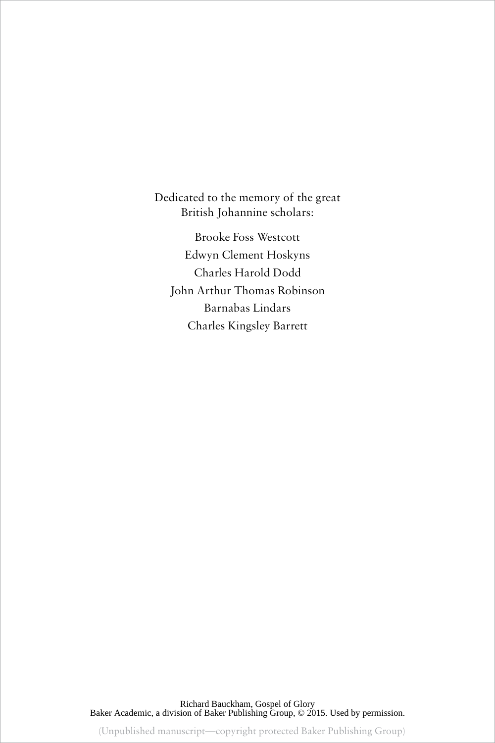Dedicated to the memory of the great
British Johannine scholars:

Brooke Foss Westcott
Edwyn Clement Hoskyns
Charles Harold Dodd
John Arthur Thomas Robinson
Barnabas Lindars
Charles Kingsley Barrett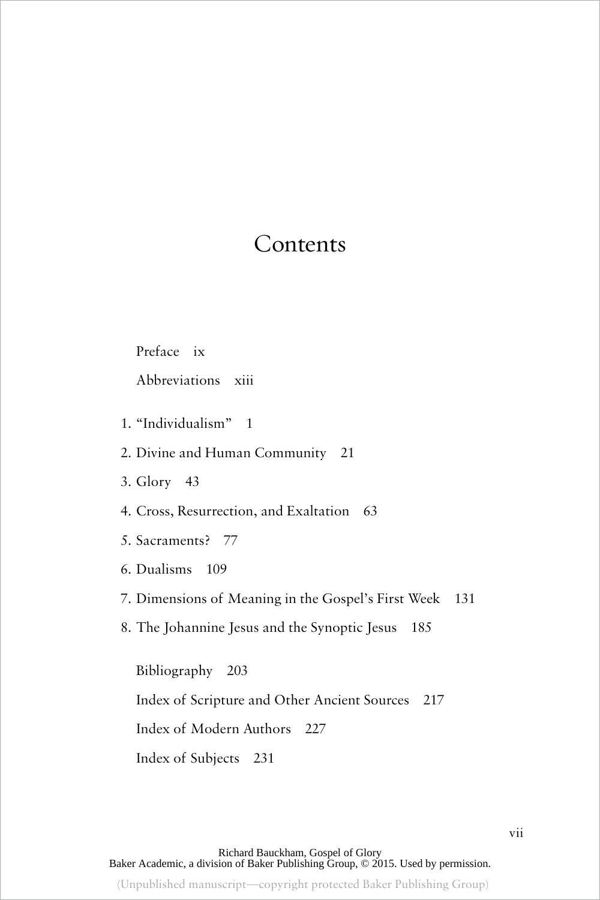# Contents

Preface ix

Abbreviations xiii

1. "Individualism" 1
2. Divine and Human Community 21
3. Glory 43
4. Cross, Resurrection, and Exaltation 63
5. Sacraments? 77
6. Dualisms 109
7. Dimensions of Meaning in the Gospel's First Week 131
8. The Johannine Jesus and the Synoptic Jesus 185

Bibliography 203

Index of Scripture and Other Ancient Sources 217

Index of Modern Authors 227

Index of Subjects 231

Richard Bauckham, Gospel of Glory
Baker Academic, a division of Baker Publishing Group, © 2015. Used by permission.

(Unpublished manuscript—copyright protected Baker Publishing Group)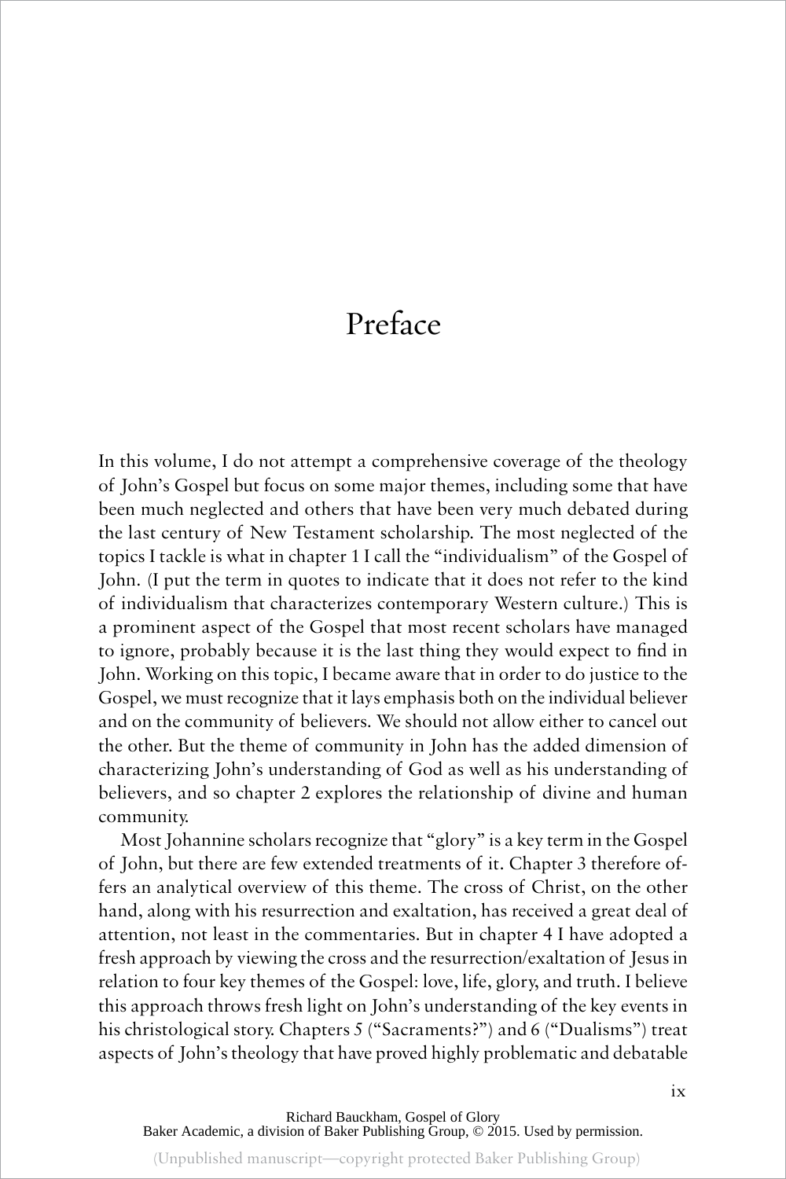# Preface

In this volume, I do not attempt a comprehensive coverage of the theology of John's Gospel but focus on some major themes, including some that have been much neglected and others that have been very much debated during the last century of New Testament scholarship. The most neglected of the topics I tackle is what in chapter 1 I call the "individualism" of the Gospel of John. (I put the term in quotes to indicate that it does not refer to the kind of individualism that characterizes contemporary Western culture.) This is a prominent aspect of the Gospel that most recent scholars have managed to ignore, probably because it is the last thing they would expect to find in John. Working on this topic, I became aware that in order to do justice to the Gospel, we must recognize that it lays emphasis both on the individual believer and on the community of believers. We should not allow either to cancel out the other. But the theme of community in John has the added dimension of characterizing John's understanding of God as well as his understanding of believers, and so chapter 2 explores the relationship of divine and human community.

Most Johannine scholars recognize that "glory" is a key term in the Gospel of John, but there are few extended treatments of it. Chapter 3 therefore offers an analytical overview of this theme. The cross of Christ, on the other hand, along with his resurrection and exaltation, has received a great deal of attention, not least in the commentaries. But in chapter 4 I have adopted a fresh approach by viewing the cross and the resurrection/exaltation of Jesus in relation to four key themes of the Gospel: love, life, glory, and truth. I believe this approach throws fresh light on John's understanding of the key events in his christological story. Chapters 5 ("Sacraments?") and 6 ("Dualisms") treat aspects of John's theology that have proved highly problematic and debatable

Richard Bauckham, Gospel of Glory
Baker Academic, a division of Baker Publishing Group, © 2015. Used by permission.

(Unpublished manuscript—copyright protected Baker Publishing Group)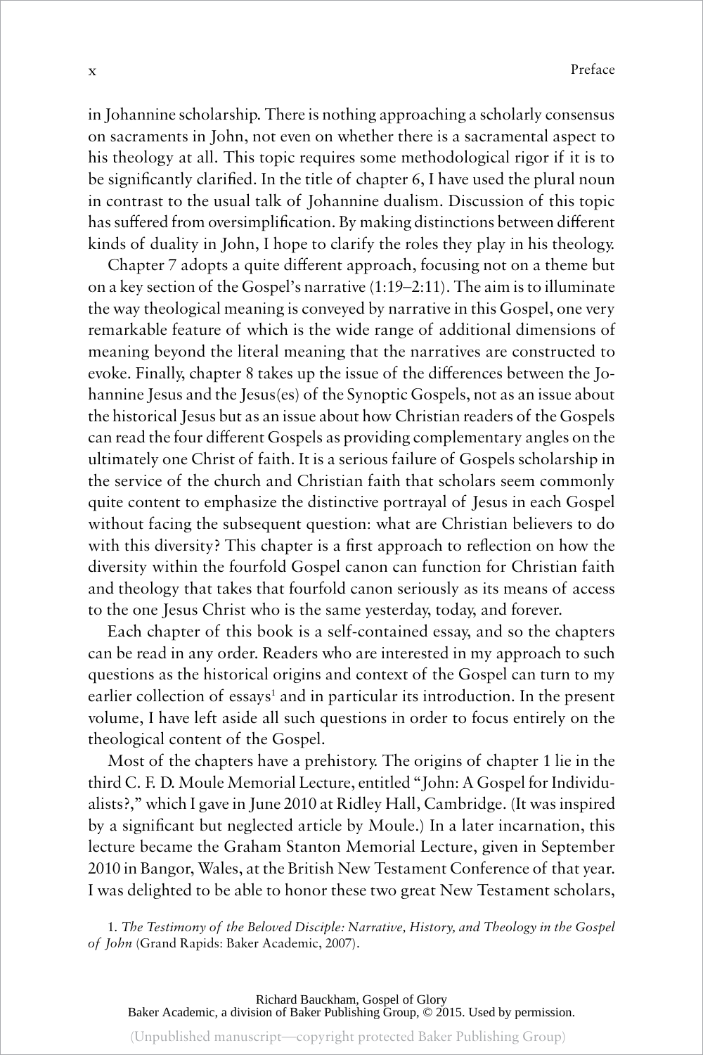in Johannine scholarship. There is nothing approaching a scholarly consensus on sacraments in John, not even on whether there is a sacramental aspect to his theology at all. This topic requires some methodological rigor if it is to be significantly clarified. In the title of chapter 6, I have used the plural noun in contrast to the usual talk of Johannine dualism. Discussion of this topic has suffered from oversimplification. By making distinctions between different kinds of duality in John, I hope to clarify the roles they play in his theology.

Chapter 7 adopts a quite different approach, focusing not on a theme but on a key section of the Gospel's narrative (1:19–2:11). The aim is to illuminate the way theological meaning is conveyed by narrative in this Gospel, one very remarkable feature of which is the wide range of additional dimensions of meaning beyond the literal meaning that the narratives are constructed to evoke. Finally, chapter 8 takes up the issue of the differences between the Johannine Jesus and the Jesus(es) of the Synoptic Gospels, not as an issue about the historical Jesus but as an issue about how Christian readers of the Gospels can read the four different Gospels as providing complementary angles on the ultimately one Christ of faith. It is a serious failure of Gospels scholarship in the service of the church and Christian faith that scholars seem commonly quite content to emphasize the distinctive portrayal of Jesus in each Gospel without facing the subsequent question: what are Christian believers to do with this diversity? This chapter is a first approach to reflection on how the diversity within the fourfold Gospel canon can function for Christian faith and theology that takes that fourfold canon seriously as its means of access to the one Jesus Christ who is the same yesterday, today, and forever.

Each chapter of this book is a self-contained essay, and so the chapters can be read in any order. Readers who are interested in my approach to such questions as the historical origins and context of the Gospel can turn to my earlier collection of essays[1] and in particular its introduction. In the present volume, I have left aside all such questions in order to focus entirely on the theological content of the Gospel.

Most of the chapters have a prehistory. The origins of chapter 1 lie in the third C. F. D. Moule Memorial Lecture, entitled "John: A Gospel for Individualists?," which I gave in June 2010 at Ridley Hall, Cambridge. (It was inspired by a significant but neglected article by Moule.) In a later incarnation, this lecture became the Graham Stanton Memorial Lecture, given in September 2010 in Bangor, Wales, at the British New Testament Conference of that year. I was delighted to be able to honor these two great New Testament scholars,

1. *The Testimony of the Beloved Disciple: Narrative, History, and Theology in the Gospel of John* (Grand Rapids: Baker Academic, 2007).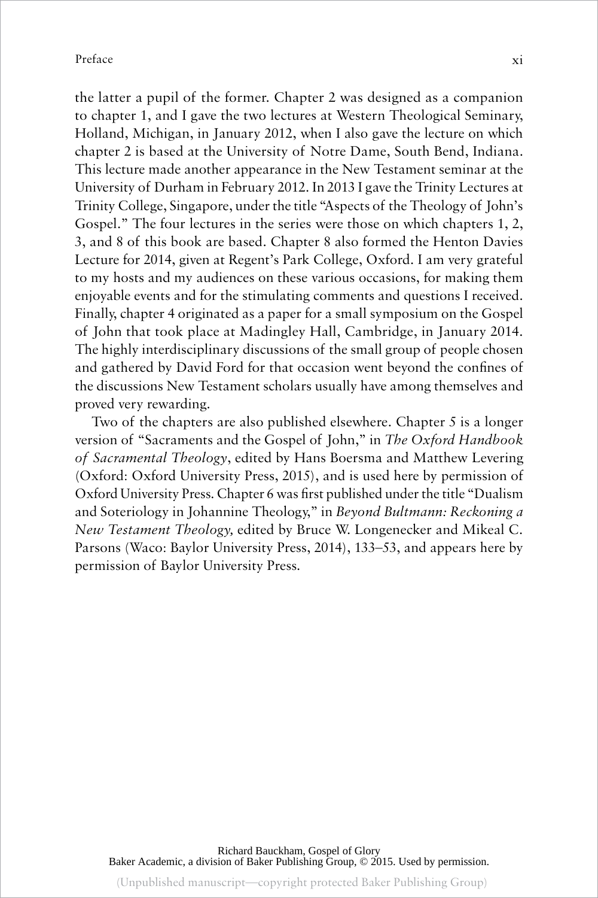the latter a pupil of the former. Chapter 2 was designed as a companion to chapter 1, and I gave the two lectures at Western Theological Seminary, Holland, Michigan, in January 2012, when I also gave the lecture on which chapter 2 is based at the University of Notre Dame, South Bend, Indiana. This lecture made another appearance in the New Testament seminar at the University of Durham in February 2012. In 2013 I gave the Trinity Lectures at Trinity College, Singapore, under the title "Aspects of the Theology of John's Gospel." The four lectures in the series were those on which chapters 1, 2, 3, and 8 of this book are based. Chapter 8 also formed the Henton Davies Lecture for 2014, given at Regent's Park College, Oxford. I am very grateful to my hosts and my audiences on these various occasions, for making them enjoyable events and for the stimulating comments and questions I received. Finally, chapter 4 originated as a paper for a small symposium on the Gospel of John that took place at Madingley Hall, Cambridge, in January 2014. The highly interdisciplinary discussions of the small group of people chosen and gathered by David Ford for that occasion went beyond the confines of the discussions New Testament scholars usually have among themselves and proved very rewarding.

Two of the chapters are also published elsewhere. Chapter 5 is a longer version of "Sacraments and the Gospel of John," in *The Oxford Handbook of Sacramental Theology*, edited by Hans Boersma and Matthew Levering (Oxford: Oxford University Press, 2015), and is used here by permission of Oxford University Press. Chapter 6 was first published under the title "Dualism and Soteriology in Johannine Theology," in *Beyond Bultmann: Reckoning a New Testament Theology,* edited by Bruce W. Longenecker and Mikeal C. Parsons (Waco: Baylor University Press, 2014), 133–53, and appears here by permission of Baylor University Press.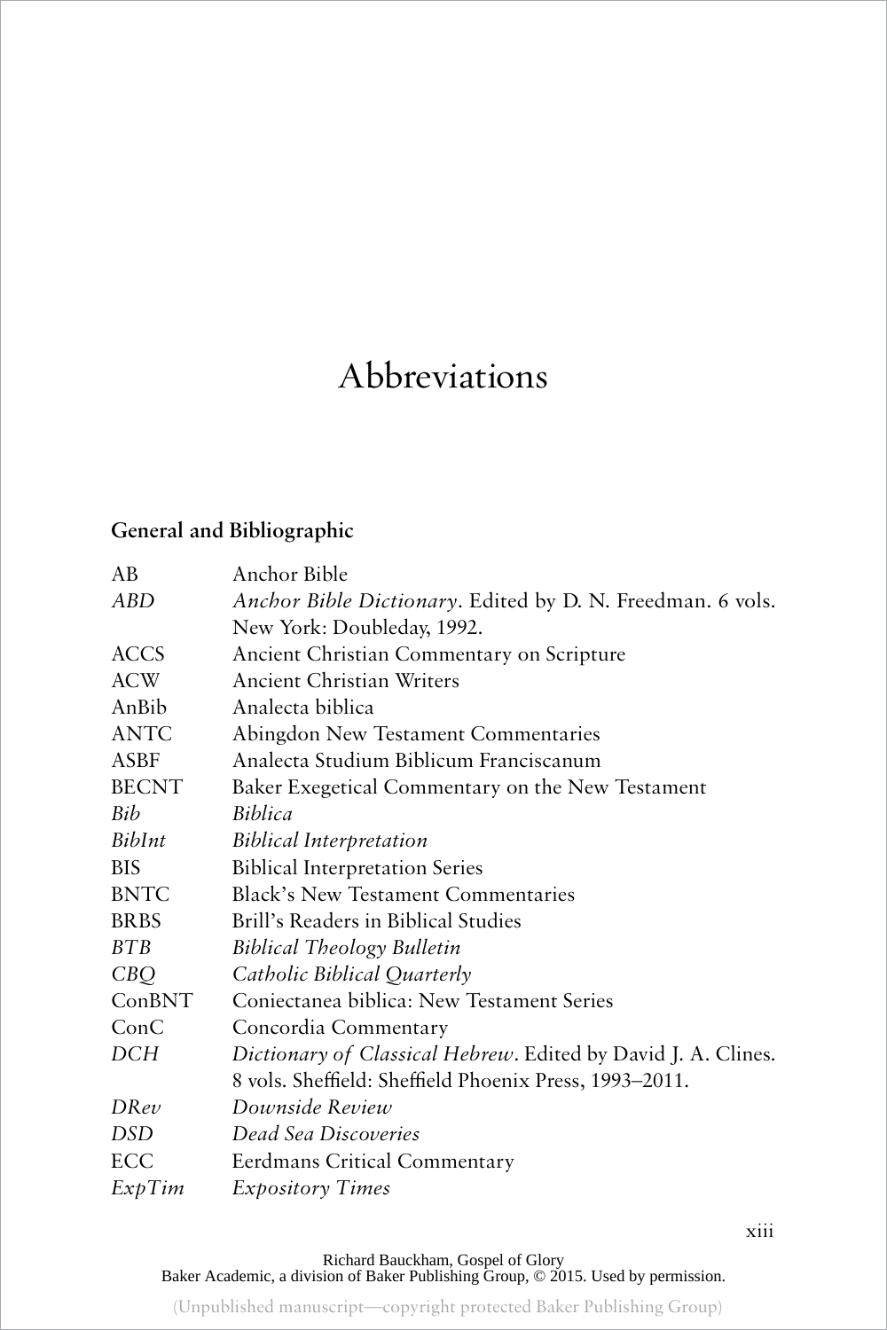# Abbreviations

## General and Bibliographic

| | |
|---|---|
| AB | Anchor Bible |
| *ABD* | *Anchor Bible Dictionary*. Edited by D. N. Freedman. 6 vols. New York: Doubleday, 1992. |
| ACCS | Ancient Christian Commentary on Scripture |
| ACW | Ancient Christian Writers |
| AnBib | Analecta biblica |
| ANTC | Abingdon New Testament Commentaries |
| ASBF | Analecta Studium Biblicum Franciscanum |
| BECNT | Baker Exegetical Commentary on the New Testament |
| *Bib* | *Biblica* |
| *BibInt* | *Biblical Interpretation* |
| BIS | Biblical Interpretation Series |
| BNTC | Black's New Testament Commentaries |
| BRBS | Brill's Readers in Biblical Studies |
| *BTB* | *Biblical Theology Bulletin* |
| *CBQ* | *Catholic Biblical Quarterly* |
| ConBNT | Coniectanea biblica: New Testament Series |
| ConC | Concordia Commentary |
| *DCH* | *Dictionary of Classical Hebrew*. Edited by David J. A. Clines. 8 vols. Sheffield: Sheffield Phoenix Press, 1993–2011. |
| *DRev* | *Downside Review* |
| *DSD* | *Dead Sea Discoveries* |
| ECC | Eerdmans Critical Commentary |
| *ExpTim* | *Expository Times* |

Richard Bauckham, Gospel of Glory
Baker Academic, a division of Baker Publishing Group, © 2015. Used by permission.

(Unpublished manuscript—copyright protected Baker Publishing Group)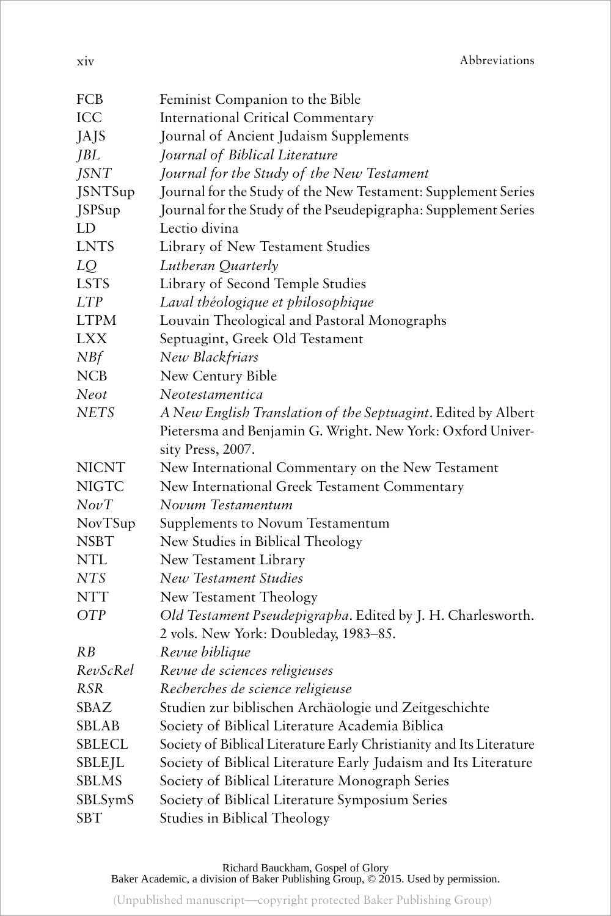| | |
|---|---|
| FCB | Feminist Companion to the Bible |
| ICC | International Critical Commentary |
| JAJS | Journal of Ancient Judaism Supplements |
| *JBL* | *Journal of Biblical Literature* |
| *JSNT* | *Journal for the Study of the New Testament* |
| JSNTSup | Journal for the Study of the New Testament: Supplement Series |
| JSPSup | Journal for the Study of the Pseudepigrapha: Supplement Series |
| LD | Lectio divina |
| LNTS | Library of New Testament Studies |
| *LQ* | *Lutheran Quarterly* |
| LSTS | Library of Second Temple Studies |
| *LTP* | *Laval théologique et philosophique* |
| LTPM | Louvain Theological and Pastoral Monographs |
| LXX | Septuagint, Greek Old Testament |
| *NBf* | *New Blackfriars* |
| NCB | New Century Bible |
| *Neot* | *Neotestamentica* |
| *NETS* | *A New English Translation of the Septuagint*. Edited by Albert Pietersma and Benjamin G. Wright. New York: Oxford University Press, 2007. |
| NICNT | New International Commentary on the New Testament |
| NIGTC | New International Greek Testament Commentary |
| *NovT* | *Novum Testamentum* |
| NovTSup | Supplements to Novum Testamentum |
| NSBT | New Studies in Biblical Theology |
| NTL | New Testament Library |
| *NTS* | *New Testament Studies* |
| NTT | New Testament Theology |
| *OTP* | *Old Testament Pseudepigrapha*. Edited by J. H. Charlesworth. 2 vols. New York: Doubleday, 1983–85. |
| *RB* | *Revue biblique* |
| *RevScRel* | *Revue de sciences religieuses* |
| *RSR* | *Recherches de science religieuse* |
| SBAZ | Studien zur biblischen Archäologie und Zeitgeschichte |
| SBLAB | Society of Biblical Literature Academia Biblica |
| SBLECL | Society of Biblical Literature Early Christianity and Its Literature |
| SBLEJL | Society of Biblical Literature Early Judaism and Its Literature |
| SBLMS | Society of Biblical Literature Monograph Series |
| SBLSymS | Society of Biblical Literature Symposium Series |
| SBT | Studies in Biblical Theology |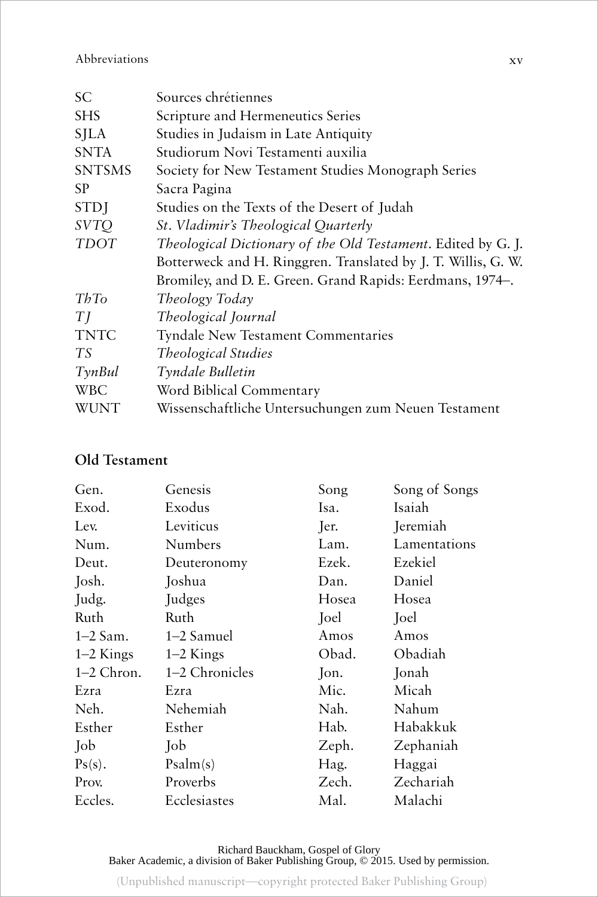| | |
|---|---|
| SC | Sources chrétiennes |
| SHS | Scripture and Hermeneutics Series |
| SJLA | Studies in Judaism in Late Antiquity |
| SNTA | Studiorum Novi Testamenti auxilia |
| SNTSMS | Society for New Testament Studies Monograph Series |
| SP | Sacra Pagina |
| STDJ | Studies on the Texts of the Desert of Judah |
| *SVTQ* | *St. Vladimir's Theological Quarterly* |
| *TDOT* | *Theological Dictionary of the Old Testament*. Edited by G. J. Botterweck and H. Ringgren. Translated by J. T. Willis, G. W. Bromiley, and D. E. Green. Grand Rapids: Eerdmans, 1974–. |
| *ThTo* | *Theology Today* |
| *TJ* | *Theological Journal* |
| TNTC | Tyndale New Testament Commentaries |
| *TS* | *Theological Studies* |
| *TynBul* | *Tyndale Bulletin* |
| WBC | Word Biblical Commentary |
| WUNT | Wissenschaftliche Untersuchungen zum Neuen Testament |

## Old Testament

| | | | |
|---|---|---|---|
| Gen. | Genesis | Song | Song of Songs |
| Exod. | Exodus | Isa. | Isaiah |
| Lev. | Leviticus | Jer. | Jeremiah |
| Num. | Numbers | Lam. | Lamentations |
| Deut. | Deuteronomy | Ezek. | Ezekiel |
| Josh. | Joshua | Dan. | Daniel |
| Judg. | Judges | Hosea | Hosea |
| Ruth | Ruth | Joel | Joel |
| 1–2 Sam. | 1–2 Samuel | Amos | Amos |
| 1–2 Kings | 1–2 Kings | Obad. | Obadiah |
| 1–2 Chron. | 1–2 Chronicles | Jon. | Jonah |
| Ezra | Ezra | Mic. | Micah |
| Neh. | Nehemiah | Nah. | Nahum |
| Esther | Esther | Hab. | Habakkuk |
| Job | Job | Zeph. | Zephaniah |
| Ps(s). | Psalm(s) | Hag. | Haggai |
| Prov. | Proverbs | Zech. | Zechariah |
| Eccles. | Ecclesiastes | Mal. | Malachi |

Richard Bauckham, Gospel of Glory
Baker Academic, a division of Baker Publishing Group, © 2015. Used by permission.

(Unpublished manuscript—copyright protected Baker Publishing Group)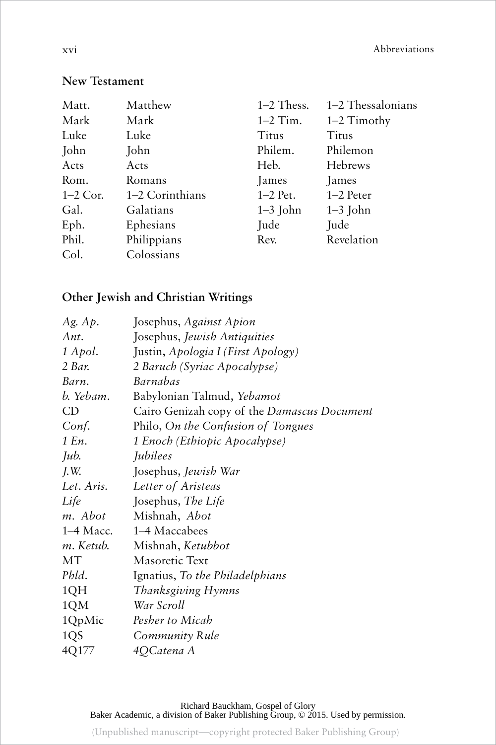## New Testament

| | | | |
|---|---|---|---|
| Matt. | Matthew | 1–2 Thess. | 1–2 Thessalonians |
| Mark | Mark | 1–2 Tim. | 1–2 Timothy |
| Luke | Luke | Titus | Titus |
| John | John | Philem. | Philemon |
| Acts | Acts | Heb. | Hebrews |
| Rom. | Romans | James | James |
| 1–2 Cor. | 1–2 Corinthians | 1–2 Pet. | 1–2 Peter |
| Gal. | Galatians | 1–3 John | 1–3 John |
| Eph. | Ephesians | Jude | Jude |
| Phil. | Philippians | Rev. | Revelation |
| Col. | Colossians | | |

## Other Jewish and Christian Writings

| | |
|---|---|
| *Ag. Ap.* | Josephus, *Against Apion* |
| *Ant.* | Josephus, *Jewish Antiquities* |
| *1 Apol.* | Justin, *Apologia I (First Apology)* |
| *2 Bar.* | *2 Baruch (Syriac Apocalypse)* |
| *Barn.* | *Barnabas* |
| *b. Yebam.* | Babylonian Talmud, *Yebamot* |
| CD | Cairo Genizah copy of the *Damascus Document* |
| *Conf.* | Philo, *On the Confusion of Tongues* |
| *1 En.* | *1 Enoch (Ethiopic Apocalypse)* |
| *Jub.* | *Jubilees* |
| *J.W.* | Josephus, *Jewish War* |
| *Let. Aris.* | *Letter of Aristeas* |
| *Life* | Josephus, *The Life* |
| *m. Abot* | Mishnah, *Abot* |
| 1–4 Macc. | 1–4 Maccabees |
| *m. Ketub.* | Mishnah, *Ketubbot* |
| MT | Masoretic Text |
| *Phld.* | Ignatius, *To the Philadelphians* |
| 1QH | *Thanksgiving Hymns* |
| 1QM | *War Scroll* |
| 1QpMic | *Pesher to Micah* |
| 1QS | *Community Rule* |
| 4Q177 | *4QCatena A* |

Richard Bauckham, Gospel of Glory
Baker Academic, a division of Baker Publishing Group, © 2015. Used by permission.

(Unpublished manuscript—copyright protected Baker Publishing Group)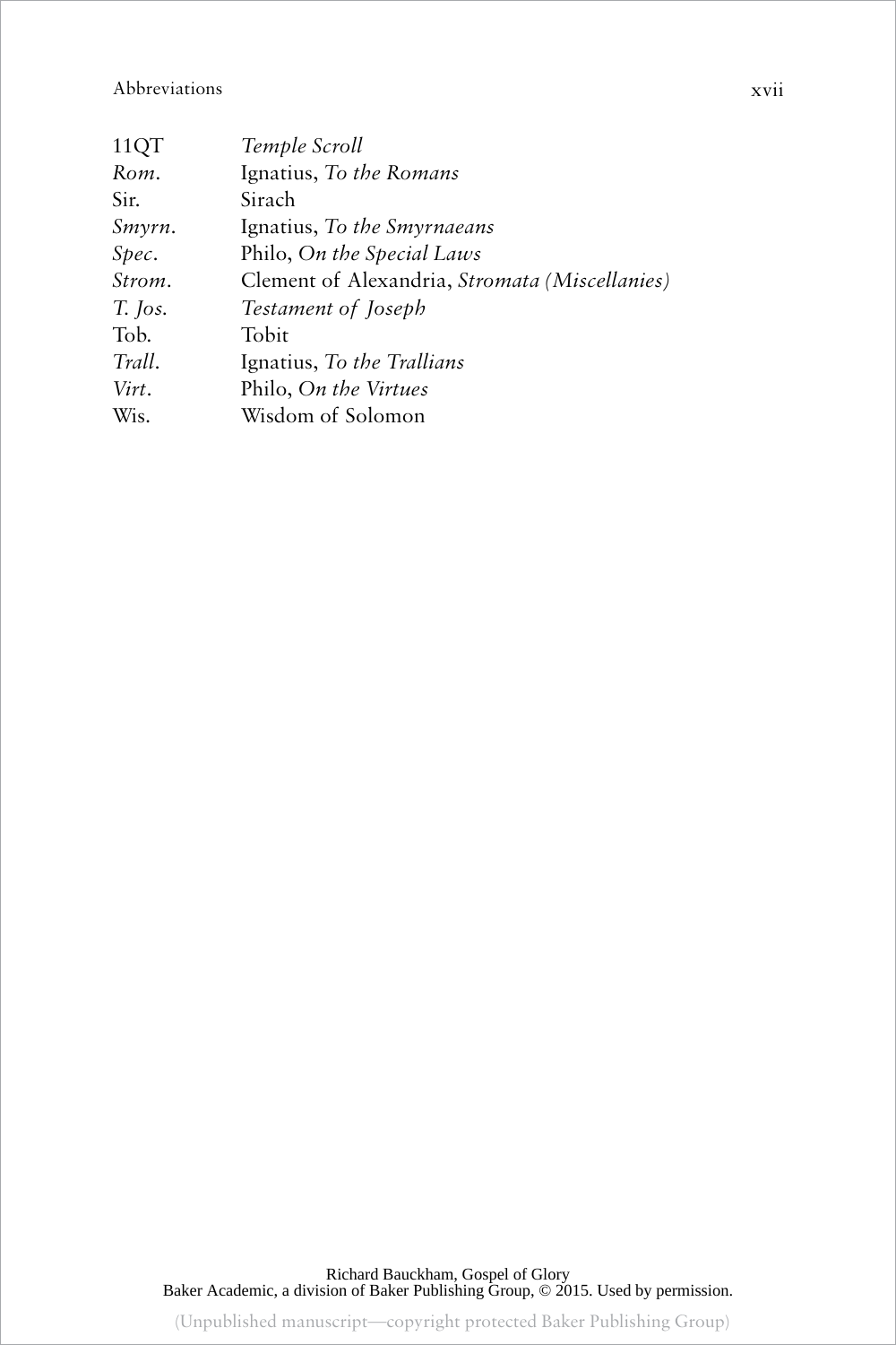| | |
|---|---|
| 11QT | *Temple Scroll* |
| *Rom.* | Ignatius, *To the Romans* |
| Sir. | Sirach |
| *Smyrn.* | Ignatius, *To the Smyrnaeans* |
| *Spec.* | Philo, *On the Special Laws* |
| *Strom.* | Clement of Alexandria, *Stromata (Miscellanies)* |
| *T. Jos.* | *Testament of Joseph* |
| Tob. | Tobit |
| *Trall.* | Ignatius, *To the Trallians* |
| *Virt.* | Philo, *On the Virtues* |
| Wis. | Wisdom of Solomon |

Richard Bauckham, Gospel of Glory
Baker Academic, a division of Baker Publishing Group, © 2015. Used by permission.

(Unpublished manuscript—copyright protected Baker Publishing Group)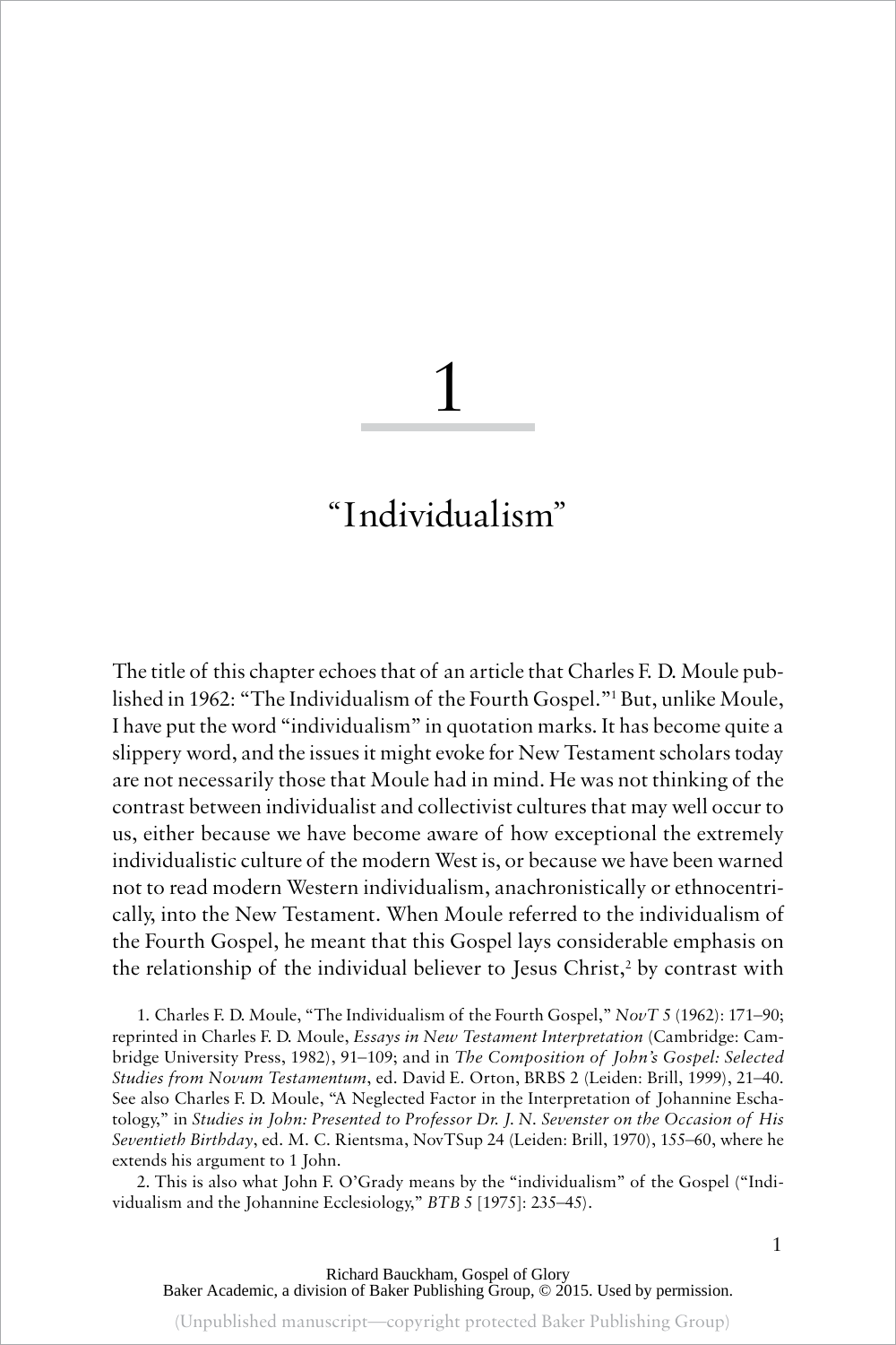# 1

## "Individualism"

The title of this chapter echoes that of an article that Charles F. D. Moule published in 1962: "The Individualism of the Fourth Gospel."[1] But, unlike Moule, I have put the word "individualism" in quotation marks. It has become quite a slippery word, and the issues it might evoke for New Testament scholars today are not necessarily those that Moule had in mind. He was not thinking of the contrast between individualist and collectivist cultures that may well occur to us, either because we have become aware of how exceptional the extremely individualistic culture of the modern West is, or because we have been warned not to read modern Western individualism, anachronistically or ethnocentrically, into the New Testament. When Moule referred to the individualism of the Fourth Gospel, he meant that this Gospel lays considerable emphasis on the relationship of the individual believer to Jesus Christ,[2] by contrast with

1. Charles F. D. Moule, "The Individualism of the Fourth Gospel," *NovT* 5 (1962): 171–90; reprinted in Charles F. D. Moule, *Essays in New Testament Interpretation* (Cambridge: Cambridge University Press, 1982), 91–109; and in *The Composition of John's Gospel: Selected Studies from Novum Testamentum*, ed. David E. Orton, BRBS 2 (Leiden: Brill, 1999), 21–40. See also Charles F. D. Moule, "A Neglected Factor in the Interpretation of Johannine Eschatology," in *Studies in John: Presented to Professor Dr. J. N. Sevenster on the Occasion of His Seventieth Birthday*, ed. M. C. Rientsma, NovTSup 24 (Leiden: Brill, 1970), 155–60, where he extends his argument to 1 John.

2. This is also what John F. O'Grady means by the "individualism" of the Gospel ("Individualism and the Johannine Ecclesiology," *BTB* 5 [1975]: 235–45).

Richard Bauckham, Gospel of Glory
Baker Academic, a division of Baker Publishing Group, © 2015. Used by permission.

(Unpublished manuscript—copyright protected Baker Publishing Group)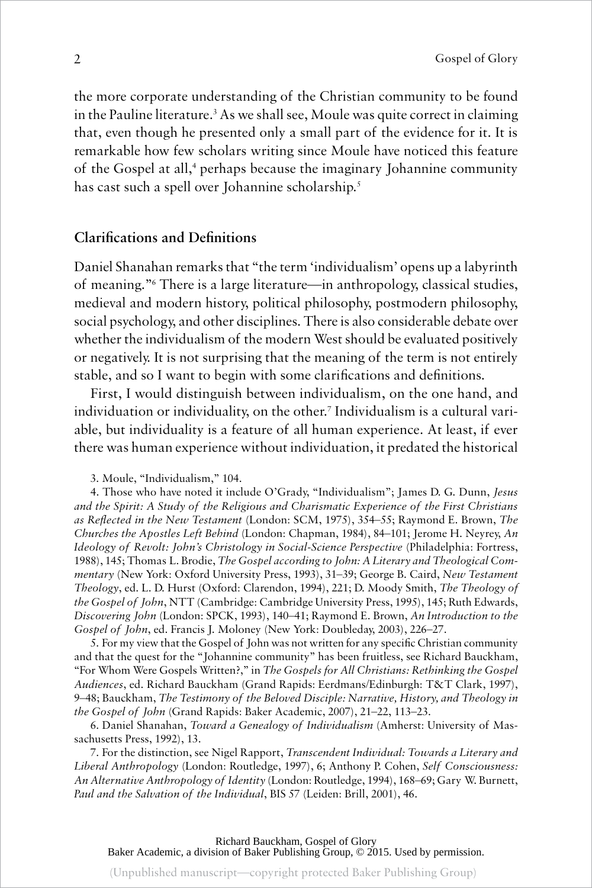the more corporate understanding of the Christian community to be found in the Pauline literature.[3] As we shall see, Moule was quite correct in claiming that, even though he presented only a small part of the evidence for it. It is remarkable how few scholars writing since Moule have noticed this feature of the Gospel at all,[4] perhaps because the imaginary Johannine community has cast such a spell over Johannine scholarship.[5]

## Clarifications and Definitions

Daniel Shanahan remarks that "the term 'individualism' opens up a labyrinth of meaning."[6] There is a large literature—in anthropology, classical studies, medieval and modern history, political philosophy, postmodern philosophy, social psychology, and other disciplines. There is also considerable debate over whether the individualism of the modern West should be evaluated positively or negatively. It is not surprising that the meaning of the term is not entirely stable, and so I want to begin with some clarifications and definitions.

First, I would distinguish between individualism, on the one hand, and individuation or individuality, on the other.[7] Individualism is a cultural variable, but individuality is a feature of all human experience. At least, if ever there was human experience without individuation, it predated the historical

3. Moule, "Individualism," 104.

4. Those who have noted it include O'Grady, "Individualism"; James D. G. Dunn, *Jesus and the Spirit: A Study of the Religious and Charismatic Experience of the First Christians as Reflected in the New Testament* (London: SCM, 1975), 354–55; Raymond E. Brown, *The Churches the Apostles Left Behind* (London: Chapman, 1984), 84–101; Jerome H. Neyrey, *An Ideology of Revolt: John's Christology in Social-Science Perspective* (Philadelphia: Fortress, 1988), 145; Thomas L. Brodie, *The Gospel according to John: A Literary and Theological Commentary* (New York: Oxford University Press, 1993), 31–39; George B. Caird, *New Testament Theology*, ed. L. D. Hurst (Oxford: Clarendon, 1994), 221; D. Moody Smith, *The Theology of the Gospel of John*, NTT (Cambridge: Cambridge University Press, 1995), 145; Ruth Edwards, *Discovering John* (London: SPCK, 1993), 140–41; Raymond E. Brown, *An Introduction to the Gospel of John*, ed. Francis J. Moloney (New York: Doubleday, 2003), 226–27.

5. For my view that the Gospel of John was not written for any specific Christian community and that the quest for the "Johannine community" has been fruitless, see Richard Bauckham, "For Whom Were Gospels Written?," in *The Gospels for All Christians: Rethinking the Gospel Audiences*, ed. Richard Bauckham (Grand Rapids: Eerdmans/Edinburgh: T&T Clark, 1997), 9–48; Bauckham, *The Testimony of the Beloved Disciple: Narrative, History, and Theology in the Gospel of John* (Grand Rapids: Baker Academic, 2007), 21–22, 113–23.

6. Daniel Shanahan, *Toward a Genealogy of Individualism* (Amherst: University of Massachusetts Press, 1992), 13.

7. For the distinction, see Nigel Rapport, *Transcendent Individual: Towards a Literary and Liberal Anthropology* (London: Routledge, 1997), 6; Anthony P. Cohen, *Self Consciousness: An Alternative Anthropology of Identity* (London: Routledge, 1994), 168–69; Gary W. Burnett, *Paul and the Salvation of the Individual*, BIS 57 (Leiden: Brill, 2001), 46.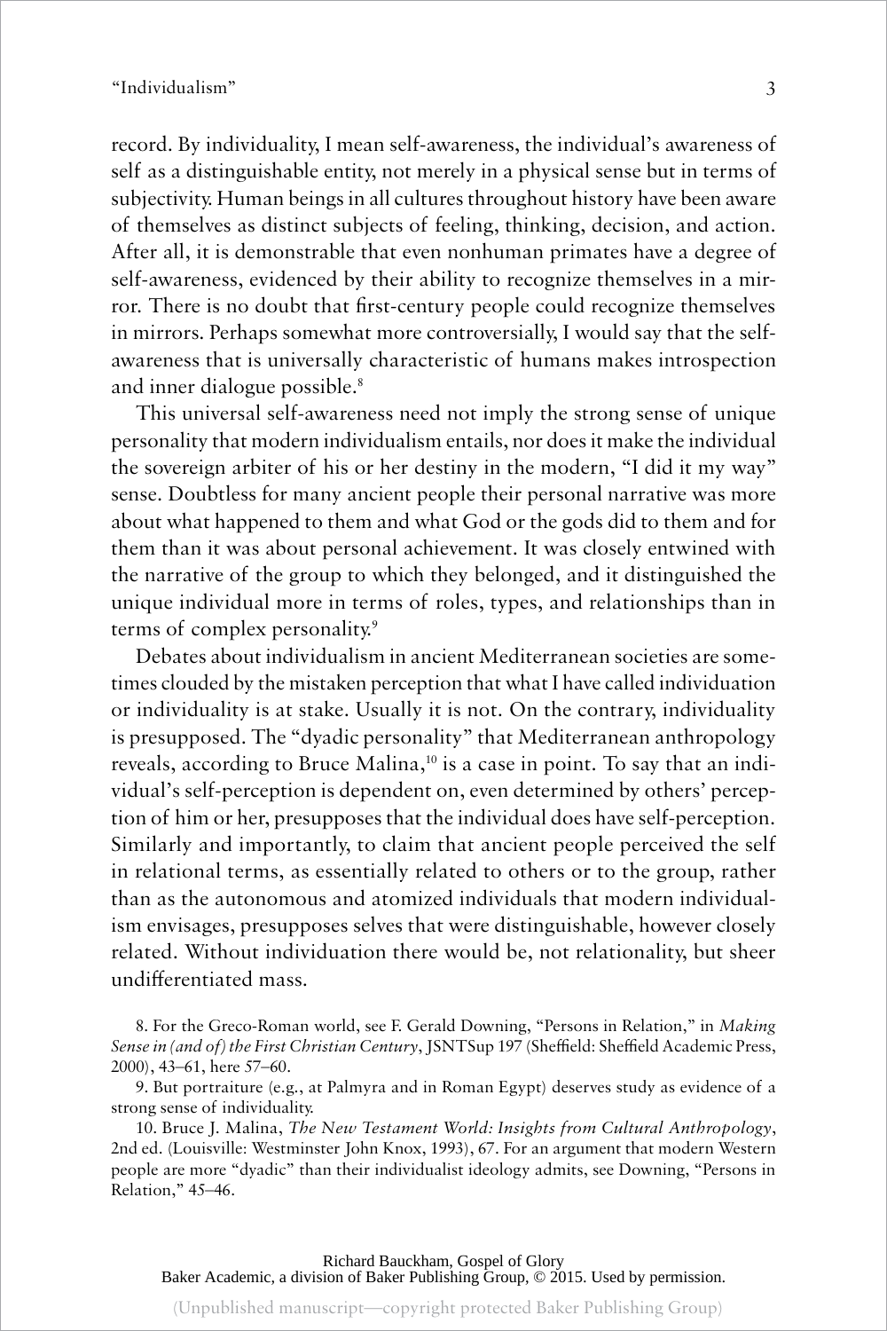record. By individuality, I mean self-awareness, the individual's awareness of self as a distinguishable entity, not merely in a physical sense but in terms of subjectivity. Human beings in all cultures throughout history have been aware of themselves as distinct subjects of feeling, thinking, decision, and action. After all, it is demonstrable that even nonhuman primates have a degree of self-awareness, evidenced by their ability to recognize themselves in a mirror. There is no doubt that first-century people could recognize themselves in mirrors. Perhaps somewhat more controversially, I would say that the self-awareness that is universally characteristic of humans makes introspection and inner dialogue possible.[8]

This universal self-awareness need not imply the strong sense of unique personality that modern individualism entails, nor does it make the individual the sovereign arbiter of his or her destiny in the modern, "I did it my way" sense. Doubtless for many ancient people their personal narrative was more about what happened to them and what God or the gods did to them and for them than it was about personal achievement. It was closely entwined with the narrative of the group to which they belonged, and it distinguished the unique individual more in terms of roles, types, and relationships than in terms of complex personality.[9]

Debates about individualism in ancient Mediterranean societies are sometimes clouded by the mistaken perception that what I have called individuation or individuality is at stake. Usually it is not. On the contrary, individuality is presupposed. The "dyadic personality" that Mediterranean anthropology reveals, according to Bruce Malina,[10] is a case in point. To say that an individual's self-perception is dependent on, even determined by others' perception of him or her, presupposes that the individual does have self-perception. Similarly and importantly, to claim that ancient people perceived the self in relational terms, as essentially related to others or to the group, rather than as the autonomous and atomized individuals that modern individualism envisages, presupposes selves that were distinguishable, however closely related. Without individuation there would be, not relationality, but sheer undifferentiated mass.

8. For the Greco-Roman world, see F. Gerald Downing, "Persons in Relation," in *Making Sense in (and of) the First Christian Century*, JSNTSup 197 (Sheffield: Sheffield Academic Press, 2000), 43–61, here 57–60.

9. But portraiture (e.g., at Palmyra and in Roman Egypt) deserves study as evidence of a strong sense of individuality.

10. Bruce J. Malina, *The New Testament World: Insights from Cultural Anthropology*, 2nd ed. (Louisville: Westminster John Knox, 1993), 67. For an argument that modern Western people are more "dyadic" than their individualist ideology admits, see Downing, "Persons in Relation," 45–46.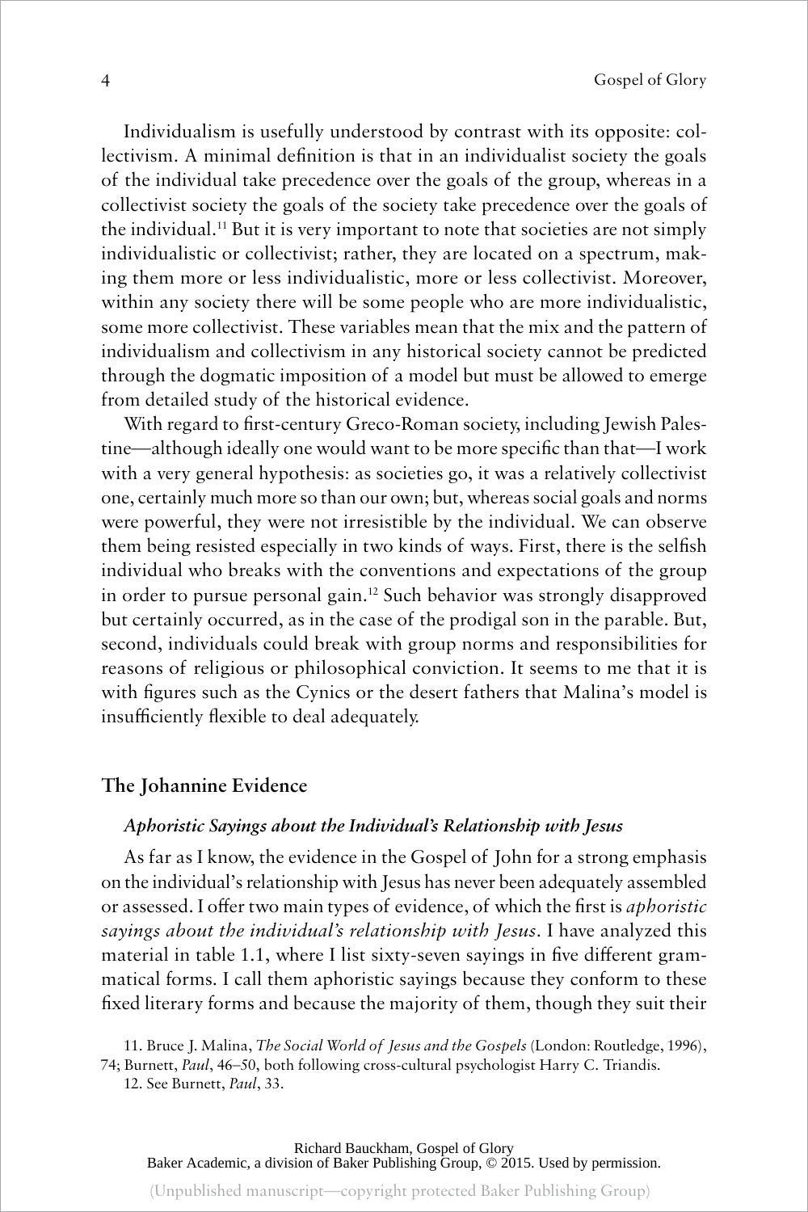Individualism is usefully understood by contrast with its opposite: collectivism. A minimal definition is that in an individualist society the goals of the individual take precedence over the goals of the group, whereas in a collectivist society the goals of the society take precedence over the goals of the individual.[11] But it is very important to note that societies are not simply individualistic or collectivist; rather, they are located on a spectrum, making them more or less individualistic, more or less collectivist. Moreover, within any society there will be some people who are more individualistic, some more collectivist. These variables mean that the mix and the pattern of individualism and collectivism in any historical society cannot be predicted through the dogmatic imposition of a model but must be allowed to emerge from detailed study of the historical evidence.

With regard to first-century Greco-Roman society, including Jewish Palestine—although ideally one would want to be more specific than that—I work with a very general hypothesis: as societies go, it was a relatively collectivist one, certainly much more so than our own; but, whereas social goals and norms were powerful, they were not irresistible by the individual. We can observe them being resisted especially in two kinds of ways. First, there is the selfish individual who breaks with the conventions and expectations of the group in order to pursue personal gain.[12] Such behavior was strongly disapproved but certainly occurred, as in the case of the prodigal son in the parable. But, second, individuals could break with group norms and responsibilities for reasons of religious or philosophical conviction. It seems to me that it is with figures such as the Cynics or the desert fathers that Malina's model is insufficiently flexible to deal adequately.

## The Johannine Evidence

### *Aphoristic Sayings about the Individual's Relationship with Jesus*

As far as I know, the evidence in the Gospel of John for a strong emphasis on the individual's relationship with Jesus has never been adequately assembled or assessed. I offer two main types of evidence, of which the first is *aphoristic sayings about the individual's relationship with Jesus*. I have analyzed this material in table 1.1, where I list sixty-seven sayings in five different grammatical forms. I call them aphoristic sayings because they conform to these fixed literary forms and because the majority of them, though they suit their

11. Bruce J. Malina, *The Social World of Jesus and the Gospels* (London: Routledge, 1996), 74; Burnett, *Paul*, 46–50, both following cross-cultural psychologist Harry C. Triandis.

12. See Burnett, *Paul*, 33.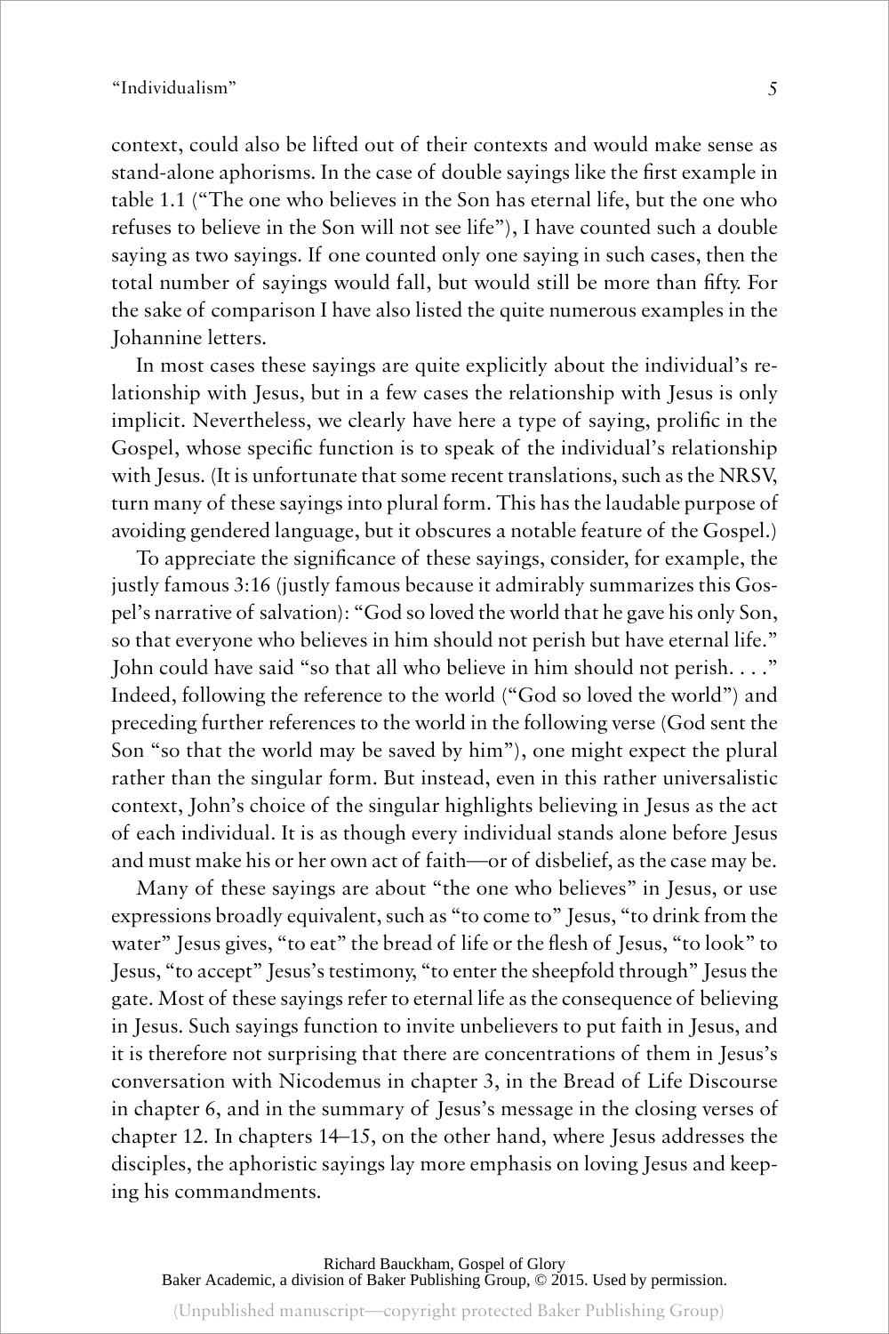context, could also be lifted out of their contexts and would make sense as stand-alone aphorisms. In the case of double sayings like the first example in table 1.1 ("The one who believes in the Son has eternal life, but the one who refuses to believe in the Son will not see life"), I have counted such a double saying as two sayings. If one counted only one saying in such cases, then the total number of sayings would fall, but would still be more than fifty. For the sake of comparison I have also listed the quite numerous examples in the Johannine letters.

In most cases these sayings are quite explicitly about the individual's relationship with Jesus, but in a few cases the relationship with Jesus is only implicit. Nevertheless, we clearly have here a type of saying, prolific in the Gospel, whose specific function is to speak of the individual's relationship with Jesus. (It is unfortunate that some recent translations, such as the NRSV, turn many of these sayings into plural form. This has the laudable purpose of avoiding gendered language, but it obscures a notable feature of the Gospel.)

To appreciate the significance of these sayings, consider, for example, the justly famous 3:16 (justly famous because it admirably summarizes this Gospel's narrative of salvation): "God so loved the world that he gave his only Son, so that everyone who believes in him should not perish but have eternal life." John could have said "so that all who believe in him should not perish. . . ." Indeed, following the reference to the world ("God so loved the world") and preceding further references to the world in the following verse (God sent the Son "so that the world may be saved by him"), one might expect the plural rather than the singular form. But instead, even in this rather universalistic context, John's choice of the singular highlights believing in Jesus as the act of each individual. It is as though every individual stands alone before Jesus and must make his or her own act of faith—or of disbelief, as the case may be.

Many of these sayings are about "the one who believes" in Jesus, or use expressions broadly equivalent, such as "to come to" Jesus, "to drink from the water" Jesus gives, "to eat" the bread of life or the flesh of Jesus, "to look" to Jesus, "to accept" Jesus's testimony, "to enter the sheepfold through" Jesus the gate. Most of these sayings refer to eternal life as the consequence of believing in Jesus. Such sayings function to invite unbelievers to put faith in Jesus, and it is therefore not surprising that there are concentrations of them in Jesus's conversation with Nicodemus in chapter 3, in the Bread of Life Discourse in chapter 6, and in the summary of Jesus's message in the closing verses of chapter 12. In chapters 14–15, on the other hand, where Jesus addresses the disciples, the aphoristic sayings lay more emphasis on loving Jesus and keeping his commandments.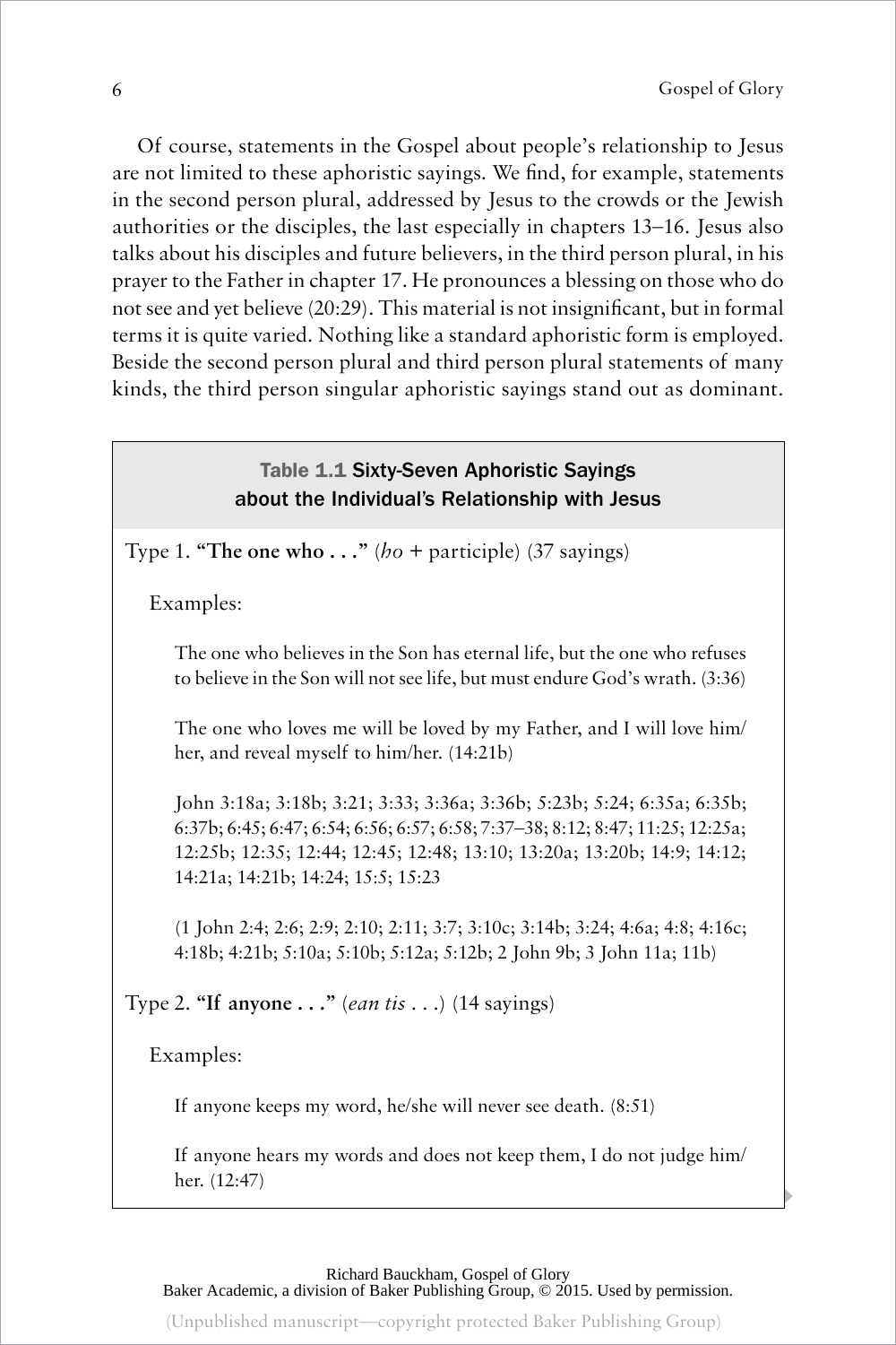Of course, statements in the Gospel about people's relationship to Jesus are not limited to these aphoristic sayings. We find, for example, statements in the second person plural, addressed by Jesus to the crowds or the Jewish authorities or the disciples, the last especially in chapters 13–16. Jesus also talks about his disciples and future believers, in the third person plural, in his prayer to the Father in chapter 17. He pronounces a blessing on those who do not see and yet believe (20:29). This material is not insignificant, but in formal terms it is quite varied. Nothing like a standard aphoristic form is employed. Beside the second person plural and third person plural statements of many kinds, the third person singular aphoristic sayings stand out as dominant.

**Table 1.1 Sixty-Seven Aphoristic Sayings about the Individual's Relationship with Jesus**

Type 1. **"The one who . . ."** (*ho* + participle) (37 sayings)

Examples:

The one who believes in the Son has eternal life, but the one who refuses to believe in the Son will not see life, but must endure God's wrath. (3:36)

The one who loves me will be loved by my Father, and I will love him/her, and reveal myself to him/her. (14:21b)

John 3:18a; 3:18b; 3:21; 3:33; 3:36a; 3:36b; 5:23b; 5:24; 6:35a; 6:35b; 6:37b; 6:45; 6:47; 6:54; 6:56; 6:57; 6:58; 7:37–38; 8:12; 8:47; 11:25; 12:25a; 12:25b; 12:35; 12:44; 12:45; 12:48; 13:10; 13:20a; 13:20b; 14:9; 14:12; 14:21a; 14:21b; 14:24; 15:5; 15:23

(1 John 2:4; 2:6; 2:9; 2:10; 2:11; 3:7; 3:10c; 3:14b; 3:24; 4:6a; 4:8; 4:16c; 4:18b; 4:21b; 5:10a; 5:10b; 5:12a; 5:12b; 2 John 9b; 3 John 11a; 11b)

Type 2. **"If anyone . . ."** (*ean tis* . . .) (14 sayings)

Examples:

If anyone keeps my word, he/she will never see death. (8:51)

If anyone hears my words and does not keep them, I do not judge him/her. (12:47)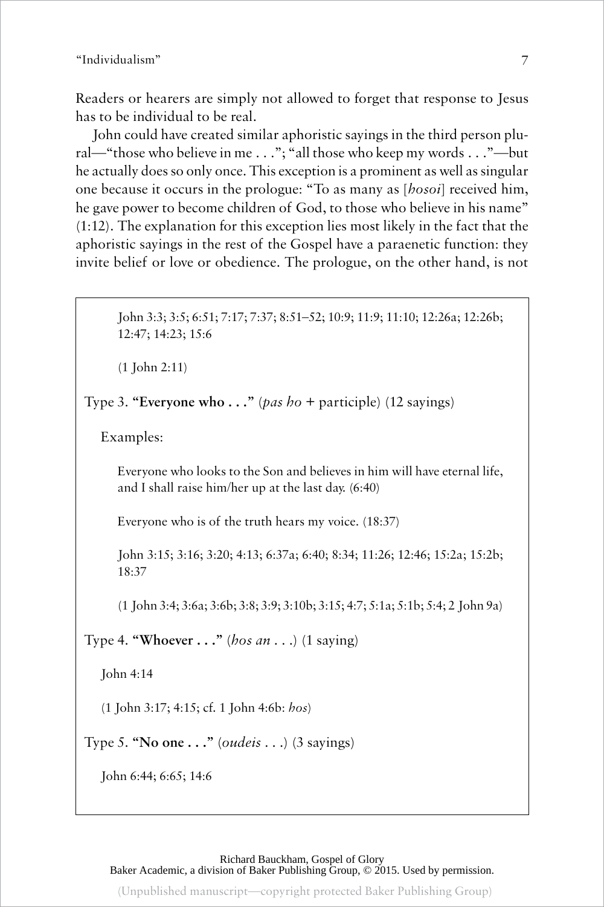Readers or hearers are simply not allowed to forget that response to Jesus has to be individual to be real.

John could have created similar aphoristic sayings in the third person plural—"those who believe in me . . ."; "all those who keep my words . . ."—but he actually does so only once. This exception is a prominent as well as singular one because it occurs in the prologue: "To as many as [*hosoi*] received him, he gave power to become children of God, to those who believe in his name" (1:12). The explanation for this exception lies most likely in the fact that the aphoristic sayings in the rest of the Gospel have a paraenetic function: they invite belief or love or obedience. The prologue, on the other hand, is not

> John 3:3; 3:5; 6:51; 7:17; 7:37; 8:51–52; 10:9; 11:9; 11:10; 12:26a; 12:26b; 12:47; 14:23; 15:6
>
> (1 John 2:11)
>
> Type 3. **"Everyone who . . ."** (*pas ho* + participle) (12 sayings)
>
> Examples:
>
> Everyone who looks to the Son and believes in him will have eternal life, and I shall raise him/her up at the last day. (6:40)
>
> Everyone who is of the truth hears my voice. (18:37)
>
> John 3:15; 3:16; 3:20; 4:13; 6:37a; 6:40; 8:34; 11:26; 12:46; 15:2a; 15:2b; 18:37
>
> (1 John 3:4; 3:6a; 3:6b; 3:8; 3:9; 3:10b; 3:15; 4:7; 5:1a; 5:1b; 5:4; 2 John 9a)
>
> Type 4. **"Whoever . . ."** (*hos an* . . .) (1 saying)
>
> John 4:14
>
> (1 John 3:17; 4:15; cf. 1 John 4:6b: *hos*)
>
> Type 5. **"No one . . ."** (*oudeis* . . .) (3 sayings)
>
> John 6:44; 6:65; 14:6

Richard Bauckham, Gospel of Glory
Baker Academic, a division of Baker Publishing Group, © 2015. Used by permission.

(Unpublished manuscript—copyright protected Baker Publishing Group)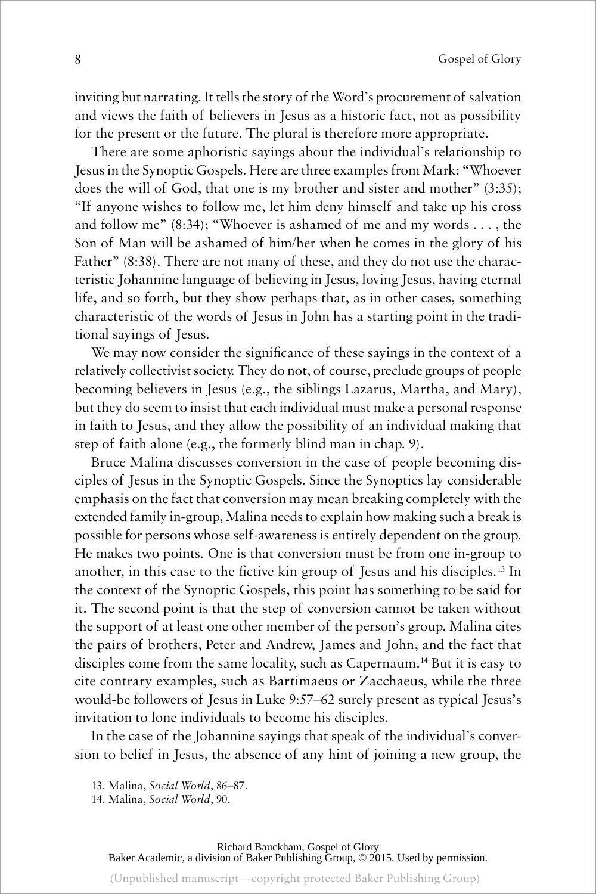inviting but narrating. It tells the story of the Word's procurement of salvation and views the faith of believers in Jesus as a historic fact, not as possibility for the present or the future. The plural is therefore more appropriate.

There are some aphoristic sayings about the individual's relationship to Jesus in the Synoptic Gospels. Here are three examples from Mark: "Whoever does the will of God, that one is my brother and sister and mother" (3:35); "If anyone wishes to follow me, let him deny himself and take up his cross and follow me" (8:34); "Whoever is ashamed of me and my words . . . , the Son of Man will be ashamed of him/her when he comes in the glory of his Father" (8:38). There are not many of these, and they do not use the characteristic Johannine language of believing in Jesus, loving Jesus, having eternal life, and so forth, but they show perhaps that, as in other cases, something characteristic of the words of Jesus in John has a starting point in the traditional sayings of Jesus.

We may now consider the significance of these sayings in the context of a relatively collectivist society. They do not, of course, preclude groups of people becoming believers in Jesus (e.g., the siblings Lazarus, Martha, and Mary), but they do seem to insist that each individual must make a personal response in faith to Jesus, and they allow the possibility of an individual making that step of faith alone (e.g., the formerly blind man in chap. 9).

Bruce Malina discusses conversion in the case of people becoming disciples of Jesus in the Synoptic Gospels. Since the Synoptics lay considerable emphasis on the fact that conversion may mean breaking completely with the extended family in-group, Malina needs to explain how making such a break is possible for persons whose self-awareness is entirely dependent on the group. He makes two points. One is that conversion must be from one in-group to another, in this case to the fictive kin group of Jesus and his disciples.[13] In the context of the Synoptic Gospels, this point has something to be said for it. The second point is that the step of conversion cannot be taken without the support of at least one other member of the person's group. Malina cites the pairs of brothers, Peter and Andrew, James and John, and the fact that disciples come from the same locality, such as Capernaum.[14] But it is easy to cite contrary examples, such as Bartimaeus or Zacchaeus, while the three would-be followers of Jesus in Luke 9:57–62 surely present as typical Jesus's invitation to lone individuals to become his disciples.

In the case of the Johannine sayings that speak of the individual's conversion to belief in Jesus, the absence of any hint of joining a new group, the

13. Malina, *Social World*, 86–87.

14. Malina, *Social World*, 90.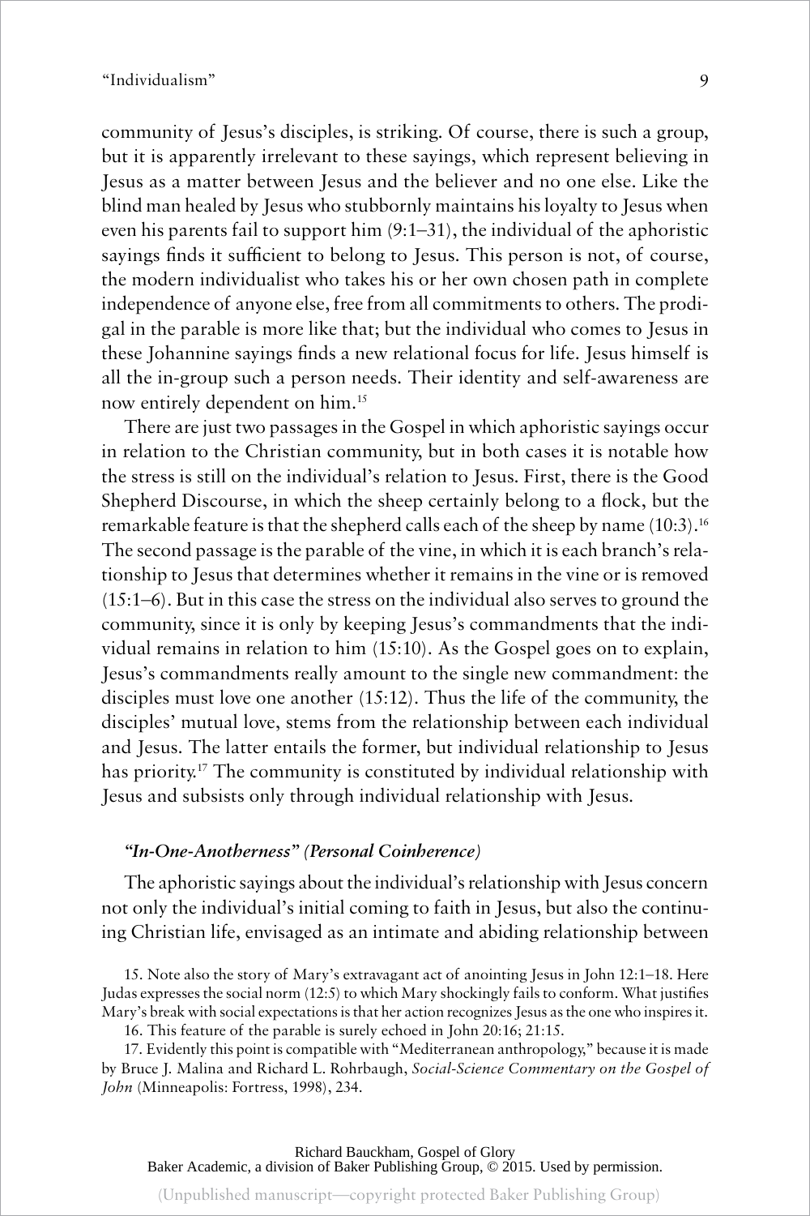community of Jesus's disciples, is striking. Of course, there is such a group, but it is apparently irrelevant to these sayings, which represent believing in Jesus as a matter between Jesus and the believer and no one else. Like the blind man healed by Jesus who stubbornly maintains his loyalty to Jesus when even his parents fail to support him (9:1–31), the individual of the aphoristic sayings finds it sufficient to belong to Jesus. This person is not, of course, the modern individualist who takes his or her own chosen path in complete independence of anyone else, free from all commitments to others. The prodigal in the parable is more like that; but the individual who comes to Jesus in these Johannine sayings finds a new relational focus for life. Jesus himself is all the in-group such a person needs. Their identity and self-awareness are now entirely dependent on him.[15]

There are just two passages in the Gospel in which aphoristic sayings occur in relation to the Christian community, but in both cases it is notable how the stress is still on the individual's relation to Jesus. First, there is the Good Shepherd Discourse, in which the sheep certainly belong to a flock, but the remarkable feature is that the shepherd calls each of the sheep by name (10:3).[16] The second passage is the parable of the vine, in which it is each branch's relationship to Jesus that determines whether it remains in the vine or is removed (15:1–6). But in this case the stress on the individual also serves to ground the community, since it is only by keeping Jesus's commandments that the individual remains in relation to him (15:10). As the Gospel goes on to explain, Jesus's commandments really amount to the single new commandment: the disciples must love one another (15:12). Thus the life of the community, the disciples' mutual love, stems from the relationship between each individual and Jesus. The latter entails the former, but individual relationship to Jesus has priority.[17] The community is constituted by individual relationship with Jesus and subsists only through individual relationship with Jesus.

### *"In-One-Anotherness" (Personal Coinherence)*

The aphoristic sayings about the individual's relationship with Jesus concern not only the individual's initial coming to faith in Jesus, but also the continuing Christian life, envisaged as an intimate and abiding relationship between

15. Note also the story of Mary's extravagant act of anointing Jesus in John 12:1–18. Here Judas expresses the social norm (12:5) to which Mary shockingly fails to conform. What justifies Mary's break with social expectations is that her action recognizes Jesus as the one who inspires it.

16. This feature of the parable is surely echoed in John 20:16; 21:15.

17. Evidently this point is compatible with "Mediterranean anthropology," because it is made by Bruce J. Malina and Richard L. Rohrbaugh, *Social-Science Commentary on the Gospel of John* (Minneapolis: Fortress, 1998), 234.

Richard Bauckham, Gospel of Glory
Baker Academic, a division of Baker Publishing Group, © 2015. Used by permission.

(Unpublished manuscript—copyright protected Baker Publishing Group)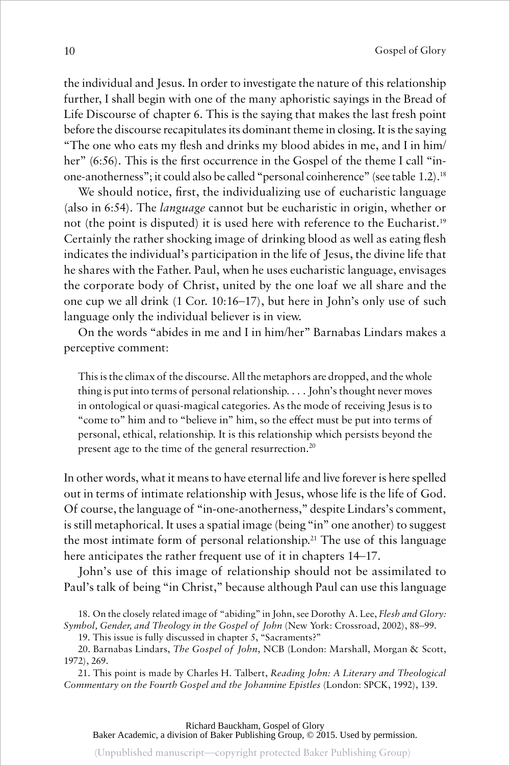the individual and Jesus. In order to investigate the nature of this relationship further, I shall begin with one of the many aphoristic sayings in the Bread of Life Discourse of chapter 6. This is the saying that makes the last fresh point before the discourse recapitulates its dominant theme in closing. It is the saying "The one who eats my flesh and drinks my blood abides in me, and I in him/her" (6:56). This is the first occurrence in the Gospel of the theme I call "in-one-anotherness"; it could also be called "personal coinherence" (see table 1.2).[18]

We should notice, first, the individualizing use of eucharistic language (also in 6:54). The *language* cannot but be eucharistic in origin, whether or not (the point is disputed) it is used here with reference to the Eucharist.[19] Certainly the rather shocking image of drinking blood as well as eating flesh indicates the individual's participation in the life of Jesus, the divine life that he shares with the Father. Paul, when he uses eucharistic language, envisages the corporate body of Christ, united by the one loaf we all share and the one cup we all drink (1 Cor. 10:16–17), but here in John's only use of such language only the individual believer is in view.

On the words "abides in me and I in him/her" Barnabas Lindars makes a perceptive comment:

> This is the climax of the discourse. All the metaphors are dropped, and the whole thing is put into terms of personal relationship. . . . John's thought never moves in ontological or quasi-magical categories. As the mode of receiving Jesus is to "come to" him and to "believe in" him, so the effect must be put into terms of personal, ethical, relationship. It is this relationship which persists beyond the present age to the time of the general resurrection.[20]

In other words, what it means to have eternal life and live forever is here spelled out in terms of intimate relationship with Jesus, whose life is the life of God. Of course, the language of "in-one-anotherness," despite Lindars's comment, is still metaphorical. It uses a spatial image (being "in" one another) to suggest the most intimate form of personal relationship.[21] The use of this language here anticipates the rather frequent use of it in chapters 14–17.

John's use of this image of relationship should not be assimilated to Paul's talk of being "in Christ," because although Paul can use this language

18. On the closely related image of "abiding" in John, see Dorothy A. Lee, *Flesh and Glory: Symbol, Gender, and Theology in the Gospel of John* (New York: Crossroad, 2002), 88–99.

19. This issue is fully discussed in chapter 5, "Sacraments?"

20. Barnabas Lindars, *The Gospel of John*, NCB (London: Marshall, Morgan & Scott, 1972), 269.

21. This point is made by Charles H. Talbert, *Reading John: A Literary and Theological Commentary on the Fourth Gospel and the Johannine Epistles* (London: SPCK, 1992), 139.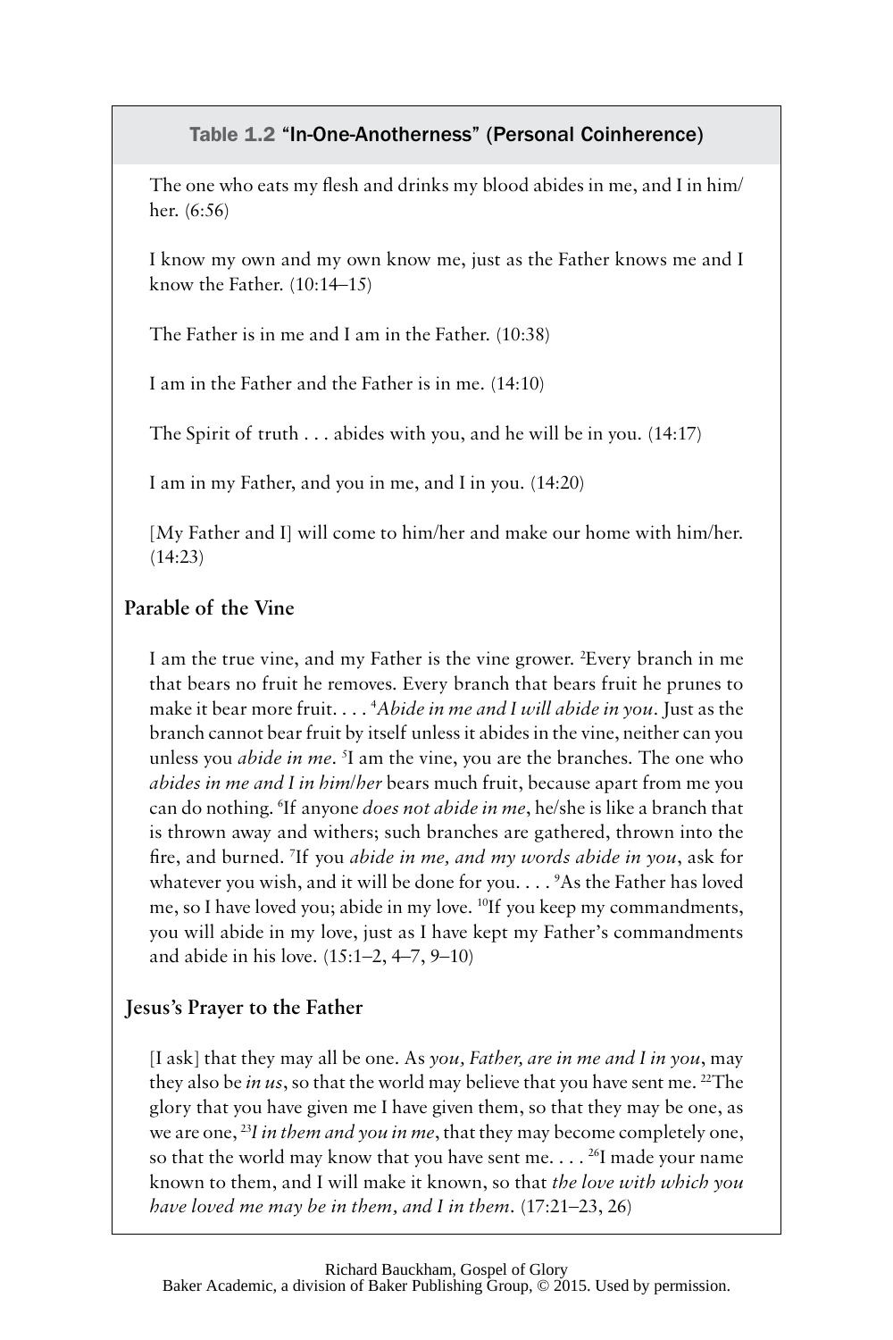## Table 1.2 "In-One-Anotherness" (Personal Coinherence)

The one who eats my flesh and drinks my blood abides in me, and I in him/her. (6:56)

I know my own and my own know me, just as the Father knows me and I know the Father. (10:14–15)

The Father is in me and I am in the Father. (10:38)

I am in the Father and the Father is in me. (14:10)

The Spirit of truth . . . abides with you, and he will be in you. (14:17)

I am in my Father, and you in me, and I in you. (14:20)

[My Father and I] will come to him/her and make our home with him/her. (14:23)

### Parable of the Vine

I am the true vine, and my Father is the vine grower. [2]Every branch in me that bears no fruit he removes. Every branch that bears fruit he prunes to make it bear more fruit. . . . [4]*Abide in me and I will abide in you.* Just as the branch cannot bear fruit by itself unless it abides in the vine, neither can you unless you *abide in me*. [5]I am the vine, you are the branches. The one who *abides in me and I in him/her* bears much fruit, because apart from me you can do nothing. [6]If anyone *does not abide in me*, he/she is like a branch that is thrown away and withers; such branches are gathered, thrown into the fire, and burned. [7]If you *abide in me, and my words abide in you*, ask for whatever you wish, and it will be done for you. . . . [9]As the Father has loved me, so I have loved you; abide in my love. [10]If you keep my commandments, you will abide in my love, just as I have kept my Father's commandments and abide in his love. (15:1–2, 4–7, 9–10)

### Jesus's Prayer to the Father

[I ask] that they may all be one. As *you, Father, are in me and I in you*, may they also be *in us*, so that the world may believe that you have sent me. [22]The glory that you have given me I have given them, so that they may be one, as we are one, [23]*I in them and you in me*, that they may become completely one, so that the world may know that you have sent me. . . . [26]I made your name known to them, and I will make it known, so that *the love with which you have loved me may be in them, and I in them*. (17:21–23, 26)

Richard Bauckham, Gospel of Glory
Baker Academic, a division of Baker Publishing Group, © 2015. Used by permission.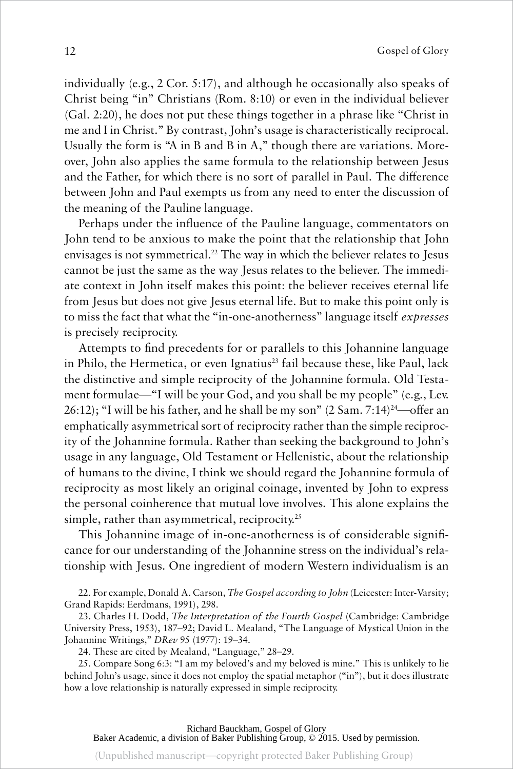individually (e.g., 2 Cor. 5:17), and although he occasionally also speaks of Christ being "in" Christians (Rom. 8:10) or even in the individual believer (Gal. 2:20), he does not put these things together in a phrase like "Christ in me and I in Christ." By contrast, John's usage is characteristically reciprocal. Usually the form is "A in B and B in A," though there are variations. Moreover, John also applies the same formula to the relationship between Jesus and the Father, for which there is no sort of parallel in Paul. The difference between John and Paul exempts us from any need to enter the discussion of the meaning of the Pauline language.

Perhaps under the influence of the Pauline language, commentators on John tend to be anxious to make the point that the relationship that John envisages is not symmetrical.[22] The way in which the believer relates to Jesus cannot be just the same as the way Jesus relates to the believer. The immediate context in John itself makes this point: the believer receives eternal life from Jesus but does not give Jesus eternal life. But to make this point only is to miss the fact that what the "in-one-anotherness" language itself *expresses* is precisely reciprocity.

Attempts to find precedents for or parallels to this Johannine language in Philo, the Hermetica, or even Ignatius[23] fail because these, like Paul, lack the distinctive and simple reciprocity of the Johannine formula. Old Testament formulae—"I will be your God, and you shall be my people" (e.g., Lev. 26:12); "I will be his father, and he shall be my son" (2 Sam. 7:14)[24]—offer an emphatically asymmetrical sort of reciprocity rather than the simple reciprocity of the Johannine formula. Rather than seeking the background to John's usage in any language, Old Testament or Hellenistic, about the relationship of humans to the divine, I think we should regard the Johannine formula of reciprocity as most likely an original coinage, invented by John to express the personal coinherence that mutual love involves. This alone explains the simple, rather than asymmetrical, reciprocity.[25]

This Johannine image of in-one-anotherness is of considerable significance for our understanding of the Johannine stress on the individual's relationship with Jesus. One ingredient of modern Western individualism is an

22. For example, Donald A. Carson, *The Gospel according to John* (Leicester: Inter-Varsity; Grand Rapids: Eerdmans, 1991), 298.

23. Charles H. Dodd, *The Interpretation of the Fourth Gospel* (Cambridge: Cambridge University Press, 1953), 187–92; David L. Mealand, "The Language of Mystical Union in the Johannine Writings," *DRev* 95 (1977): 19–34.

24. These are cited by Mealand, "Language," 28–29.

25. Compare Song 6:3: "I am my beloved's and my beloved is mine." This is unlikely to lie behind John's usage, since it does not employ the spatial metaphor ("in"), but it does illustrate how a love relationship is naturally expressed in simple reciprocity.

Richard Bauckham, Gospel of Glory
Baker Academic, a division of Baker Publishing Group, © 2015. Used by permission.

(Unpublished manuscript—copyright protected Baker Publishing Group)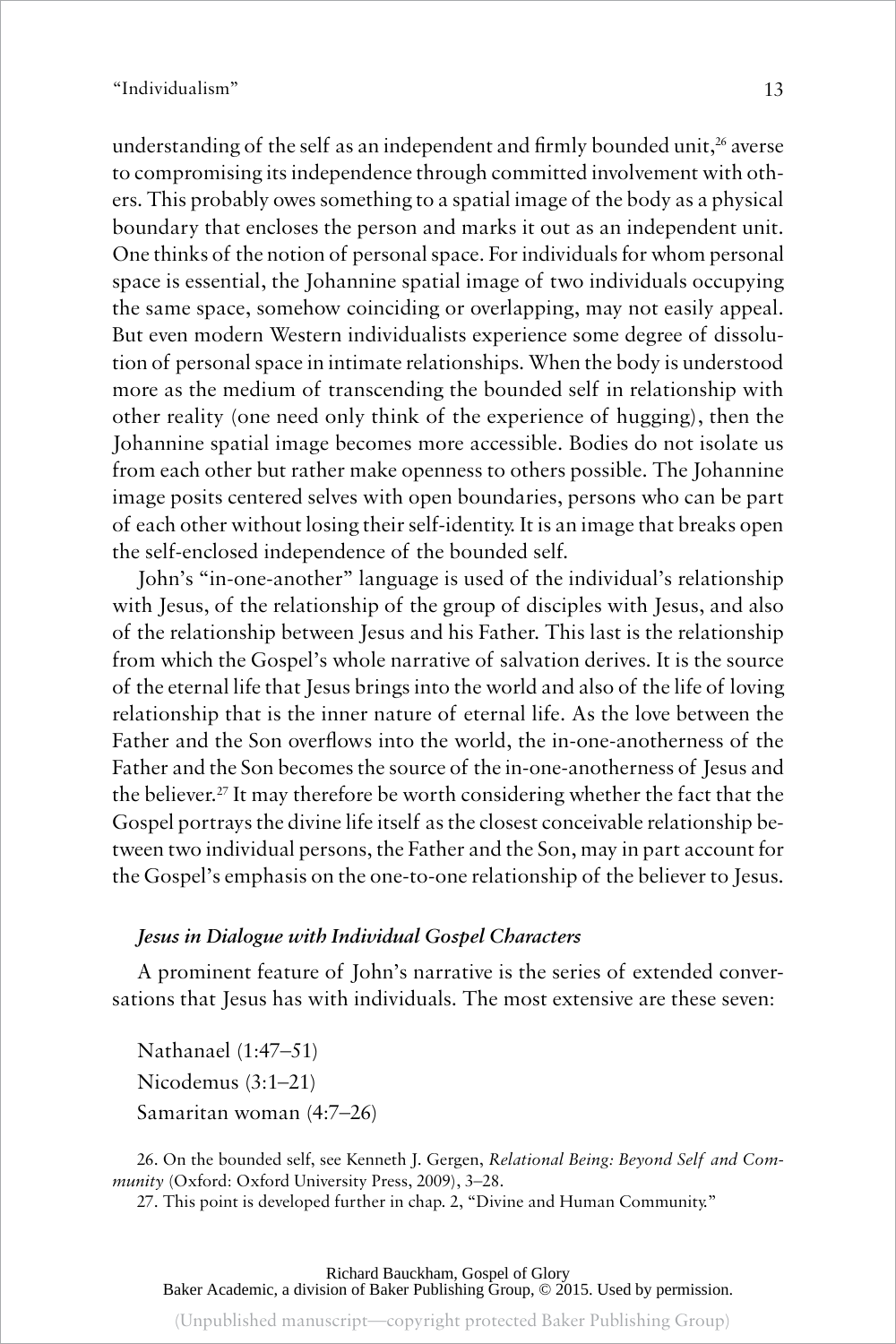understanding of the self as an independent and firmly bounded unit,[26] averse to compromising its independence through committed involvement with others. This probably owes something to a spatial image of the body as a physical boundary that encloses the person and marks it out as an independent unit. One thinks of the notion of personal space. For individuals for whom personal space is essential, the Johannine spatial image of two individuals occupying the same space, somehow coinciding or overlapping, may not easily appeal. But even modern Western individualists experience some degree of dissolution of personal space in intimate relationships. When the body is understood more as the medium of transcending the bounded self in relationship with other reality (one need only think of the experience of hugging), then the Johannine spatial image becomes more accessible. Bodies do not isolate us from each other but rather make openness to others possible. The Johannine image posits centered selves with open boundaries, persons who can be part of each other without losing their self-identity. It is an image that breaks open the self-enclosed independence of the bounded self.

John's "in-one-another" language is used of the individual's relationship with Jesus, of the relationship of the group of disciples with Jesus, and also of the relationship between Jesus and his Father. This last is the relationship from which the Gospel's whole narrative of salvation derives. It is the source of the eternal life that Jesus brings into the world and also of the life of loving relationship that is the inner nature of eternal life. As the love between the Father and the Son overflows into the world, the in-one-anotherness of the Father and the Son becomes the source of the in-one-anotherness of Jesus and the believer.[27] It may therefore be worth considering whether the fact that the Gospel portrays the divine life itself as the closest conceivable relationship between two individual persons, the Father and the Son, may in part account for the Gospel's emphasis on the one-to-one relationship of the believer to Jesus.

### *Jesus in Dialogue with Individual Gospel Characters*

A prominent feature of John's narrative is the series of extended conversations that Jesus has with individuals. The most extensive are these seven:

Nathanael (1:47–51)
Nicodemus (3:1–21)
Samaritan woman (4:7–26)

26. On the bounded self, see Kenneth J. Gergen, *Relational Being: Beyond Self and Community* (Oxford: Oxford University Press, 2009), 3–28.

27. This point is developed further in chap. 2, "Divine and Human Community."

Richard Bauckham, Gospel of Glory
Baker Academic, a division of Baker Publishing Group, © 2015. Used by permission.

(Unpublished manuscript—copyright protected Baker Publishing Group)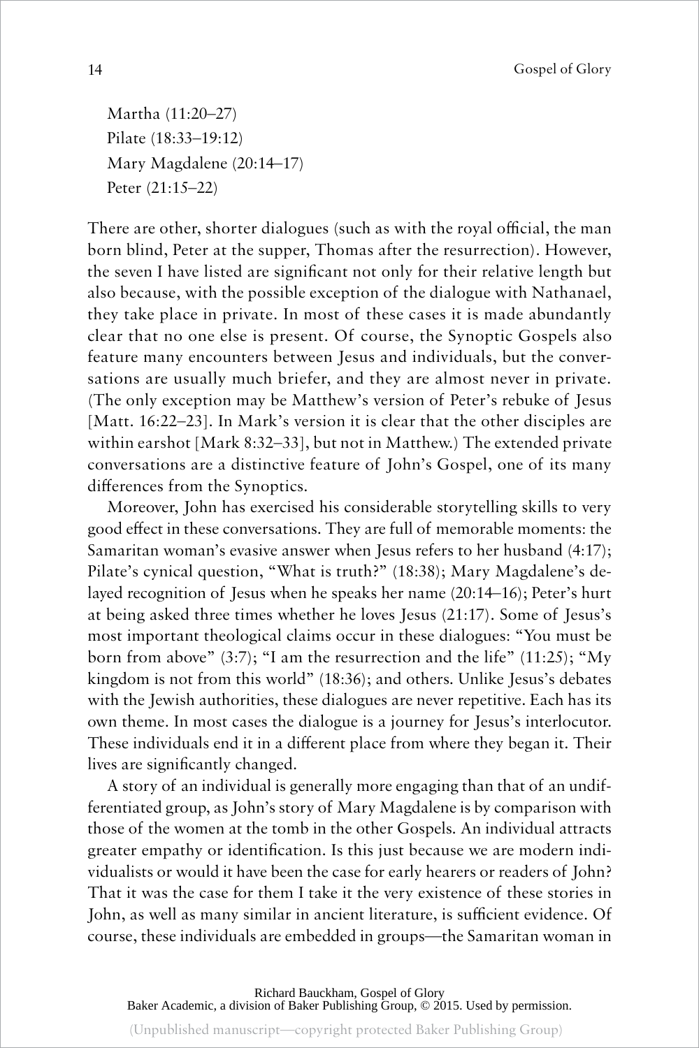Martha (11:20–27)
Pilate (18:33–19:12)
Mary Magdalene (20:14–17)
Peter (21:15–22)

There are other, shorter dialogues (such as with the royal official, the man born blind, Peter at the supper, Thomas after the resurrection). However, the seven I have listed are significant not only for their relative length but also because, with the possible exception of the dialogue with Nathanael, they take place in private. In most of these cases it is made abundantly clear that no one else is present. Of course, the Synoptic Gospels also feature many encounters between Jesus and individuals, but the conversations are usually much briefer, and they are almost never in private. (The only exception may be Matthew's version of Peter's rebuke of Jesus [Matt. 16:22–23]. In Mark's version it is clear that the other disciples are within earshot [Mark 8:32–33], but not in Matthew.) The extended private conversations are a distinctive feature of John's Gospel, one of its many differences from the Synoptics.

Moreover, John has exercised his considerable storytelling skills to very good effect in these conversations. They are full of memorable moments: the Samaritan woman's evasive answer when Jesus refers to her husband (4:17); Pilate's cynical question, "What is truth?" (18:38); Mary Magdalene's delayed recognition of Jesus when he speaks her name (20:14–16); Peter's hurt at being asked three times whether he loves Jesus (21:17). Some of Jesus's most important theological claims occur in these dialogues: "You must be born from above" (3:7); "I am the resurrection and the life" (11:25); "My kingdom is not from this world" (18:36); and others. Unlike Jesus's debates with the Jewish authorities, these dialogues are never repetitive. Each has its own theme. In most cases the dialogue is a journey for Jesus's interlocutor. These individuals end it in a different place from where they began it. Their lives are significantly changed.

A story of an individual is generally more engaging than that of an undifferentiated group, as John's story of Mary Magdalene is by comparison with those of the women at the tomb in the other Gospels. An individual attracts greater empathy or identification. Is this just because we are modern individualists or would it have been the case for early hearers or readers of John? That it was the case for them I take it the very existence of these stories in John, as well as many similar in ancient literature, is sufficient evidence. Of course, these individuals are embedded in groups—the Samaritan woman in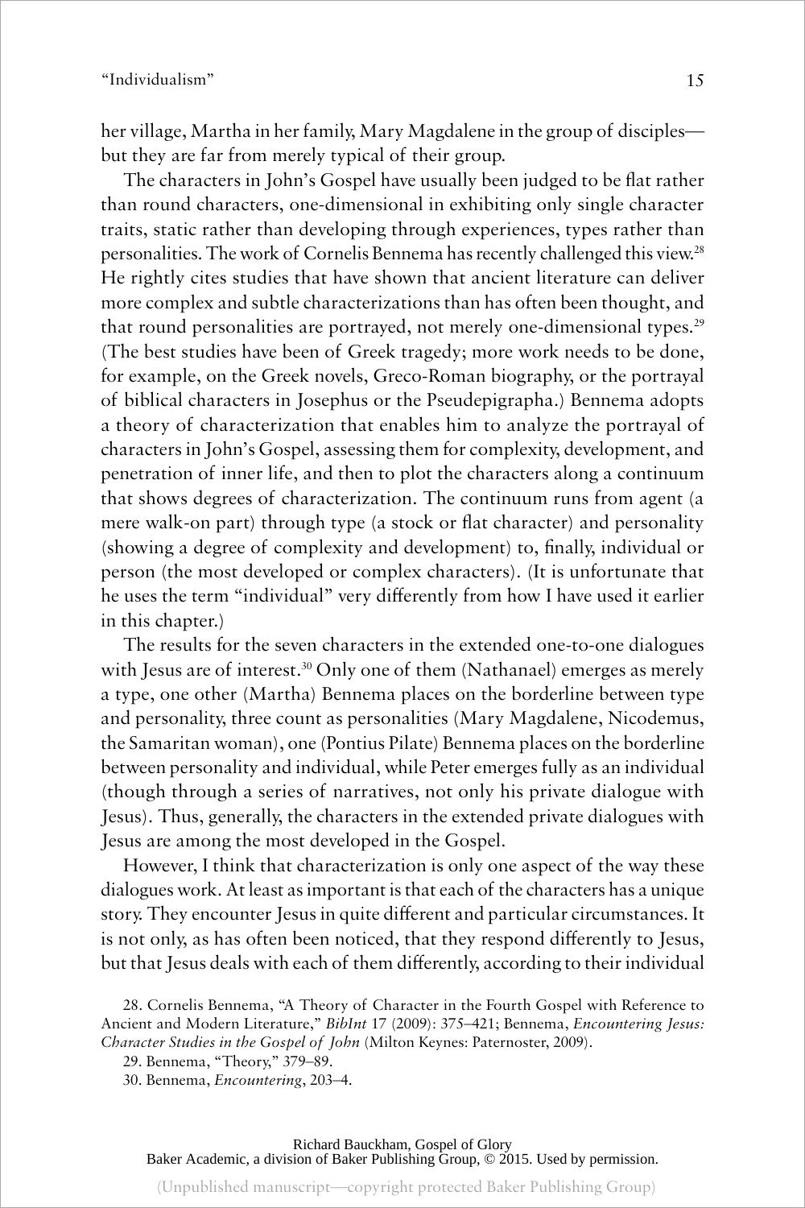her village, Martha in her family, Mary Magdalene in the group of disciples—but they are far from merely typical of their group.

The characters in John's Gospel have usually been judged to be flat rather than round characters, one-dimensional in exhibiting only single character traits, static rather than developing through experiences, types rather than personalities. The work of Cornelis Bennema has recently challenged this view.[28] He rightly cites studies that have shown that ancient literature can deliver more complex and subtle characterizations than has often been thought, and that round personalities are portrayed, not merely one-dimensional types.[29] (The best studies have been of Greek tragedy; more work needs to be done, for example, on the Greek novels, Greco-Roman biography, or the portrayal of biblical characters in Josephus or the Pseudepigrapha.) Bennema adopts a theory of characterization that enables him to analyze the portrayal of characters in John's Gospel, assessing them for complexity, development, and penetration of inner life, and then to plot the characters along a continuum that shows degrees of characterization. The continuum runs from agent (a mere walk-on part) through type (a stock or flat character) and personality (showing a degree of complexity and development) to, finally, individual or person (the most developed or complex characters). (It is unfortunate that he uses the term "individual" very differently from how I have used it earlier in this chapter.)

The results for the seven characters in the extended one-to-one dialogues with Jesus are of interest.[30] Only one of them (Nathanael) emerges as merely a type, one other (Martha) Bennema places on the borderline between type and personality, three count as personalities (Mary Magdalene, Nicodemus, the Samaritan woman), one (Pontius Pilate) Bennema places on the borderline between personality and individual, while Peter emerges fully as an individual (though through a series of narratives, not only his private dialogue with Jesus). Thus, generally, the characters in the extended private dialogues with Jesus are among the most developed in the Gospel.

However, I think that characterization is only one aspect of the way these dialogues work. At least as important is that each of the characters has a unique story. They encounter Jesus in quite different and particular circumstances. It is not only, as has often been noticed, that they respond differently to Jesus, but that Jesus deals with each of them differently, according to their individual

28. Cornelis Bennema, "A Theory of Character in the Fourth Gospel with Reference to Ancient and Modern Literature," *BibInt* 17 (2009): 375–421; Bennema, *Encountering Jesus: Character Studies in the Gospel of John* (Milton Keynes: Paternoster, 2009).

29. Bennema, "Theory," 379–89.

30. Bennema, *Encountering*, 203–4.

Richard Bauckham, Gospel of Glory
Baker Academic, a division of Baker Publishing Group, © 2015. Used by permission.

(Unpublished manuscript—copyright protected Baker Publishing Group)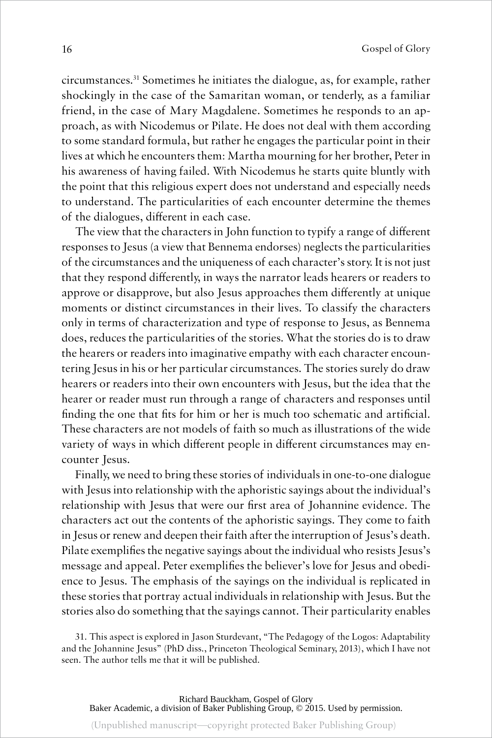circumstances.[31] Sometimes he initiates the dialogue, as, for example, rather shockingly in the case of the Samaritan woman, or tenderly, as a familiar friend, in the case of Mary Magdalene. Sometimes he responds to an approach, as with Nicodemus or Pilate. He does not deal with them according to some standard formula, but rather he engages the particular point in their lives at which he encounters them: Martha mourning for her brother, Peter in his awareness of having failed. With Nicodemus he starts quite bluntly with the point that this religious expert does not understand and especially needs to understand. The particularities of each encounter determine the themes of the dialogues, different in each case.

The view that the characters in John function to typify a range of different responses to Jesus (a view that Bennema endorses) neglects the particularities of the circumstances and the uniqueness of each character's story. It is not just that they respond differently, in ways the narrator leads hearers or readers to approve or disapprove, but also Jesus approaches them differently at unique moments or distinct circumstances in their lives. To classify the characters only in terms of characterization and type of response to Jesus, as Bennema does, reduces the particularities of the stories. What the stories do is to draw the hearers or readers into imaginative empathy with each character encountering Jesus in his or her particular circumstances. The stories surely do draw hearers or readers into their own encounters with Jesus, but the idea that the hearer or reader must run through a range of characters and responses until finding the one that fits for him or her is much too schematic and artificial. These characters are not models of faith so much as illustrations of the wide variety of ways in which different people in different circumstances may encounter Jesus.

Finally, we need to bring these stories of individuals in one-to-one dialogue with Jesus into relationship with the aphoristic sayings about the individual's relationship with Jesus that were our first area of Johannine evidence. The characters act out the contents of the aphoristic sayings. They come to faith in Jesus or renew and deepen their faith after the interruption of Jesus's death. Pilate exemplifies the negative sayings about the individual who resists Jesus's message and appeal. Peter exemplifies the believer's love for Jesus and obedience to Jesus. The emphasis of the sayings on the individual is replicated in these stories that portray actual individuals in relationship with Jesus. But the stories also do something that the sayings cannot. Their particularity enables

31. This aspect is explored in Jason Sturdevant, "The Pedagogy of the Logos: Adaptability and the Johannine Jesus" (PhD diss., Princeton Theological Seminary, 2013), which I have not seen. The author tells me that it will be published.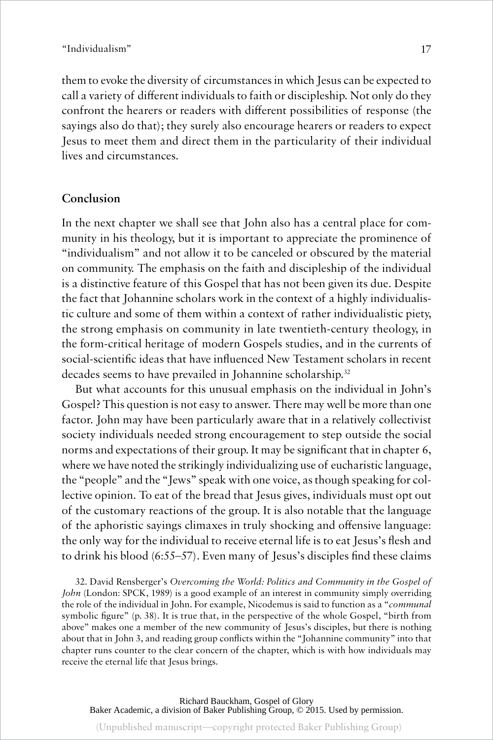them to evoke the diversity of circumstances in which Jesus can be expected to call a variety of different individuals to faith or discipleship. Not only do they confront the hearers or readers with different possibilities of response (the sayings also do that); they surely also encourage hearers or readers to expect Jesus to meet them and direct them in the particularity of their individual lives and circumstances.

## Conclusion

In the next chapter we shall see that John also has a central place for community in his theology, but it is important to appreciate the prominence of "individualism" and not allow it to be canceled or obscured by the material on community. The emphasis on the faith and discipleship of the individual is a distinctive feature of this Gospel that has not been given its due. Despite the fact that Johannine scholars work in the context of a highly individualistic culture and some of them within a context of rather individualistic piety, the strong emphasis on community in late twentieth-century theology, in the form-critical heritage of modern Gospels studies, and in the currents of social-scientific ideas that have influenced New Testament scholars in recent decades seems to have prevailed in Johannine scholarship.[32]

But what accounts for this unusual emphasis on the individual in John's Gospel? This question is not easy to answer. There may well be more than one factor. John may have been particularly aware that in a relatively collectivist society individuals needed strong encouragement to step outside the social norms and expectations of their group. It may be significant that in chapter 6, where we have noted the strikingly individualizing use of eucharistic language, the "people" and the "Jews" speak with one voice, as though speaking for collective opinion. To eat of the bread that Jesus gives, individuals must opt out of the customary reactions of the group. It is also notable that the language of the aphoristic sayings climaxes in truly shocking and offensive language: the only way for the individual to receive eternal life is to eat Jesus's flesh and to drink his blood (6:55–57). Even many of Jesus's disciples find these claims

32. David Rensberger's *Overcoming the World: Politics and Community in the Gospel of John* (London: SPCK, 1989) is a good example of an interest in community simply overriding the role of the individual in John. For example, Nicodemus is said to function as a "*communal* symbolic figure" (p. 38). It is true that, in the perspective of the whole Gospel, "birth from above" makes one a member of the new community of Jesus's disciples, but there is nothing about that in John 3, and reading group conflicts within the "Johannine community" into that chapter runs counter to the clear concern of the chapter, which is with how individuals may receive the eternal life that Jesus brings.

Richard Bauckham, Gospel of Glory
Baker Academic, a division of Baker Publishing Group, © 2015. Used by permission.

(Unpublished manuscript—copyright protected Baker Publishing Group)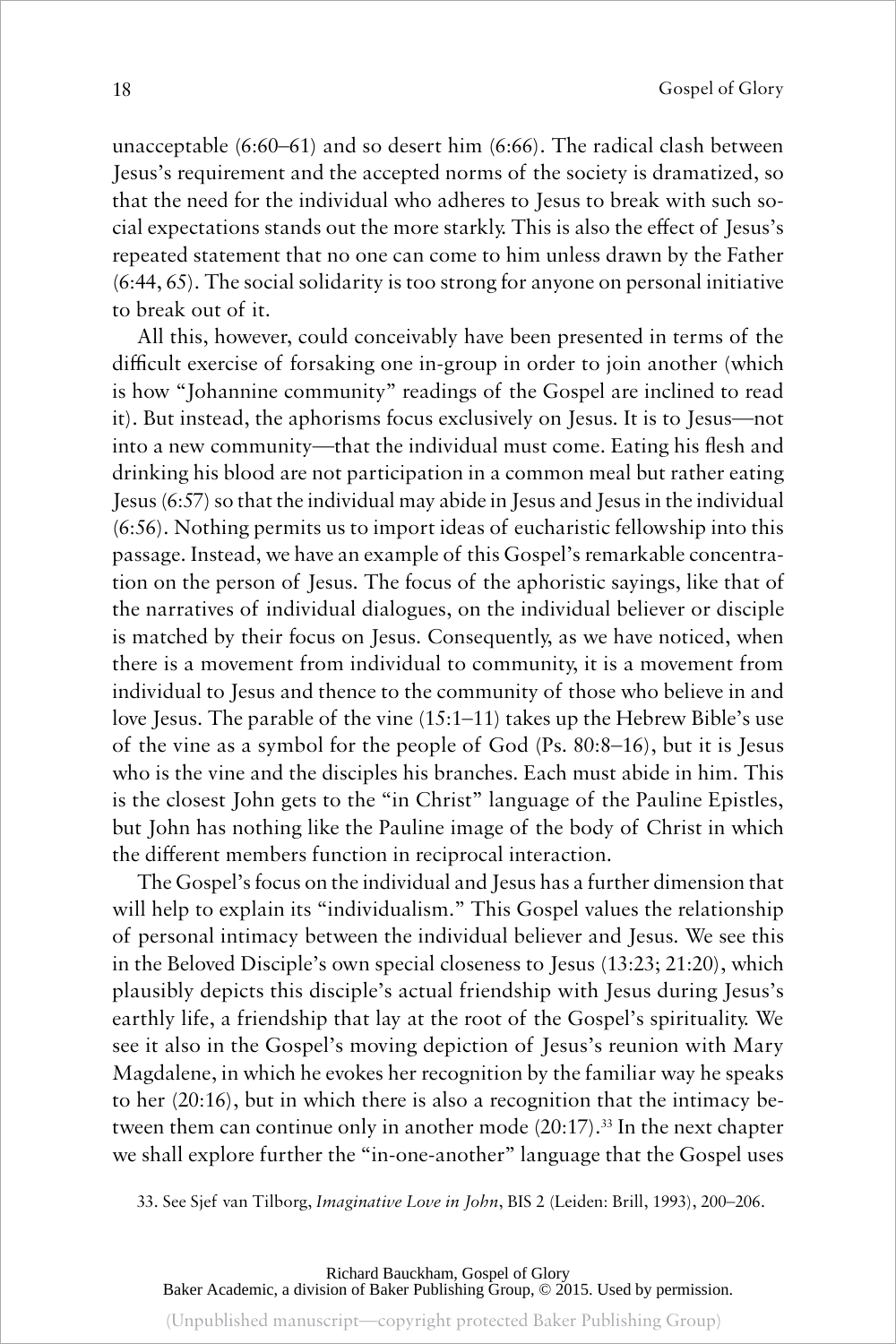unacceptable (6:60–61) and so desert him (6:66). The radical clash between Jesus's requirement and the accepted norms of the society is dramatized, so that the need for the individual who adheres to Jesus to break with such social expectations stands out the more starkly. This is also the effect of Jesus's repeated statement that no one can come to him unless drawn by the Father (6:44, 65). The social solidarity is too strong for anyone on personal initiative to break out of it.

All this, however, could conceivably have been presented in terms of the difficult exercise of forsaking one in-group in order to join another (which is how "Johannine community" readings of the Gospel are inclined to read it). But instead, the aphorisms focus exclusively on Jesus. It is to Jesus—not into a new community—that the individual must come. Eating his flesh and drinking his blood are not participation in a common meal but rather eating Jesus (6:57) so that the individual may abide in Jesus and Jesus in the individual (6:56). Nothing permits us to import ideas of eucharistic fellowship into this passage. Instead, we have an example of this Gospel's remarkable concentration on the person of Jesus. The focus of the aphoristic sayings, like that of the narratives of individual dialogues, on the individual believer or disciple is matched by their focus on Jesus. Consequently, as we have noticed, when there is a movement from individual to community, it is a movement from individual to Jesus and thence to the community of those who believe in and love Jesus. The parable of the vine (15:1–11) takes up the Hebrew Bible's use of the vine as a symbol for the people of God (Ps. 80:8–16), but it is Jesus who is the vine and the disciples his branches. Each must abide in him. This is the closest John gets to the "in Christ" language of the Pauline Epistles, but John has nothing like the Pauline image of the body of Christ in which the different members function in reciprocal interaction.

The Gospel's focus on the individual and Jesus has a further dimension that will help to explain its "individualism." This Gospel values the relationship of personal intimacy between the individual believer and Jesus. We see this in the Beloved Disciple's own special closeness to Jesus (13:23; 21:20), which plausibly depicts this disciple's actual friendship with Jesus during Jesus's earthly life, a friendship that lay at the root of the Gospel's spirituality. We see it also in the Gospel's moving depiction of Jesus's reunion with Mary Magdalene, in which he evokes her recognition by the familiar way he speaks to her (20:16), but in which there is also a recognition that the intimacy between them can continue only in another mode (20:17).[33] In the next chapter we shall explore further the "in-one-another" language that the Gospel uses

33. See Sjef van Tilborg, *Imaginative Love in John*, BIS 2 (Leiden: Brill, 1993), 200–206.

Richard Bauckham, Gospel of Glory
Baker Academic, a division of Baker Publishing Group, © 2015. Used by permission.

(Unpublished manuscript—copyright protected Baker Publishing Group)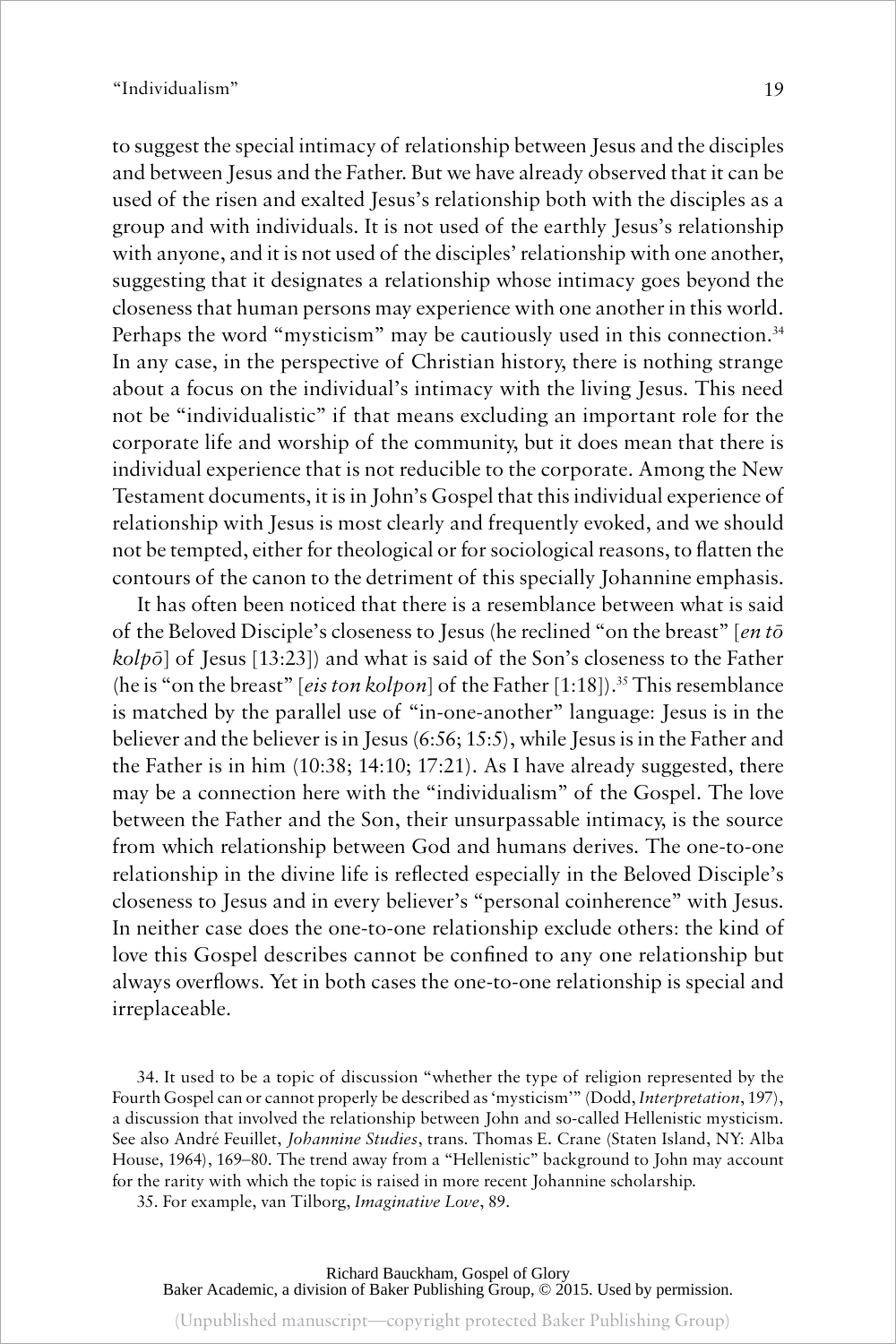to suggest the special intimacy of relationship between Jesus and the disciples and between Jesus and the Father. But we have already observed that it can be used of the risen and exalted Jesus's relationship both with the disciples as a group and with individuals. It is not used of the earthly Jesus's relationship with anyone, and it is not used of the disciples' relationship with one another, suggesting that it designates a relationship whose intimacy goes beyond the closeness that human persons may experience with one another in this world. Perhaps the word "mysticism" may be cautiously used in this connection.[34] In any case, in the perspective of Christian history, there is nothing strange about a focus on the individual's intimacy with the living Jesus. This need not be "individualistic" if that means excluding an important role for the corporate life and worship of the community, but it does mean that there is individual experience that is not reducible to the corporate. Among the New Testament documents, it is in John's Gospel that this individual experience of relationship with Jesus is most clearly and frequently evoked, and we should not be tempted, either for theological or for sociological reasons, to flatten the contours of the canon to the detriment of this specially Johannine emphasis.

It has often been noticed that there is a resemblance between what is said of the Beloved Disciple's closeness to Jesus (he reclined "on the breast" [*en tō kolpō*] of Jesus [13:23]) and what is said of the Son's closeness to the Father (he is "on the breast" [*eis ton kolpon*] of the Father [1:18]).[35] This resemblance is matched by the parallel use of "in-one-another" language: Jesus is in the believer and the believer is in Jesus (6:56; 15:5), while Jesus is in the Father and the Father is in him (10:38; 14:10; 17:21). As I have already suggested, there may be a connection here with the "individualism" of the Gospel. The love between the Father and the Son, their unsurpassable intimacy, is the source from which relationship between God and humans derives. The one-to-one relationship in the divine life is reflected especially in the Beloved Disciple's closeness to Jesus and in every believer's "personal coinherence" with Jesus. In neither case does the one-to-one relationship exclude others: the kind of love this Gospel describes cannot be confined to any one relationship but always overflows. Yet in both cases the one-to-one relationship is special and irreplaceable.

34. It used to be a topic of discussion "whether the type of religion represented by the Fourth Gospel can or cannot properly be described as 'mysticism'" (Dodd, *Interpretation*, 197), a discussion that involved the relationship between John and so-called Hellenistic mysticism. See also André Feuillet, *Johannine Studies*, trans. Thomas E. Crane (Staten Island, NY: Alba House, 1964), 169–80. The trend away from a "Hellenistic" background to John may account for the rarity with which the topic is raised in more recent Johannine scholarship.

35. For example, van Tilborg, *Imaginative Love*, 89.

Richard Bauckham, Gospel of Glory
Baker Academic, a division of Baker Publishing Group, © 2015. Used by permission.

(Unpublished manuscript—copyright protected Baker Publishing Group)